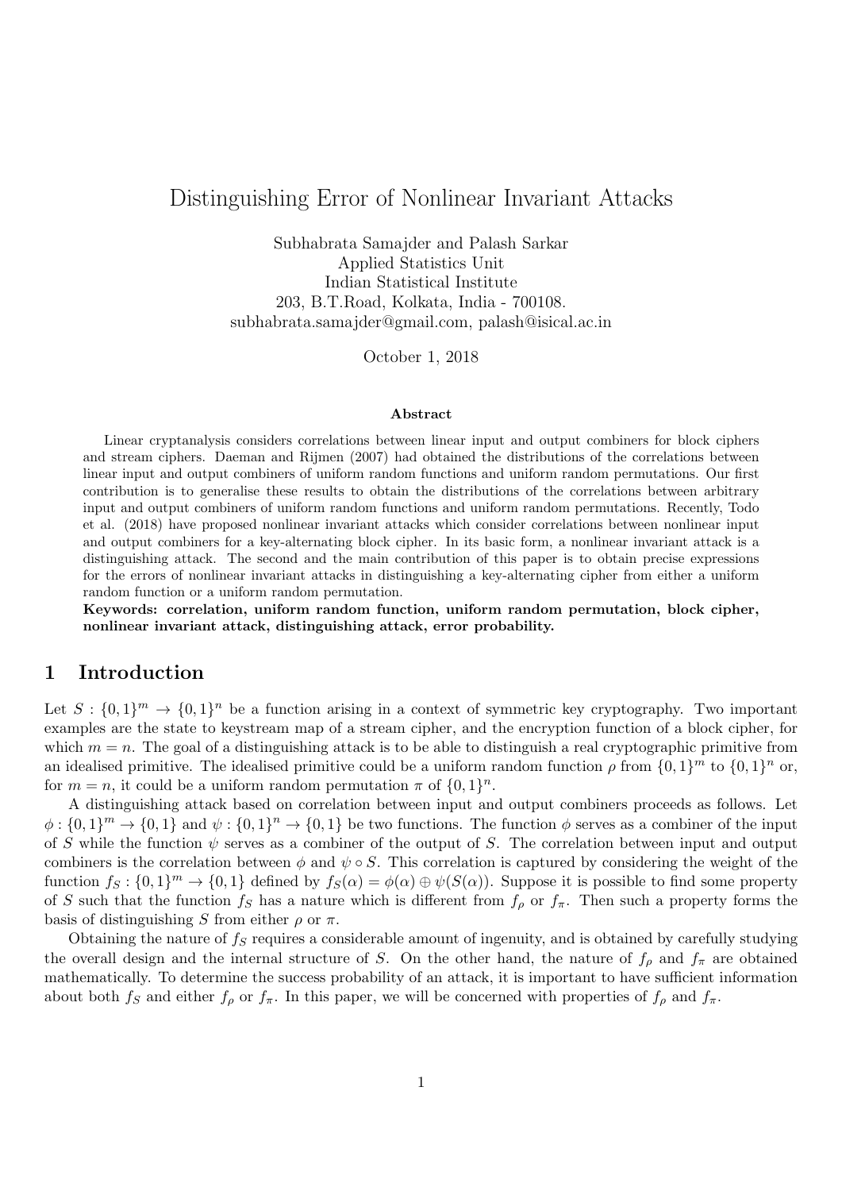# Distinguishing Error of Nonlinear Invariant Attacks

Subhabrata Samajder and Palash Sarkar
Applied Statistics Unit
Indian Statistical Institute
203, B.T.Road, Kolkata, India - 700108.
subhabrata.samajder@gmail.com, palash@isical.ac.in

October 1, 2018

### Abstract

Linear cryptanalysis considers correlations between linear input and output combiners for block ciphers and stream ciphers. Daeman and Rijmen (2007) had obtained the distributions of the correlations between linear input and output combiners of uniform random functions and uniform random permutations. Our first contribution is to generalise these results to obtain the distributions of the correlations between arbitrary input and output combiners of uniform random functions and uniform random permutations. Recently, Todo et al. (2018) have proposed nonlinear invariant attacks which consider correlations between nonlinear input and output combiners for a key-alternating block cipher. In its basic form, a nonlinear invariant attack is a distinguishing attack. The second and the main contribution of this paper is to obtain precise expressions for the errors of nonlinear invariant attacks in distinguishing a key-alternating cipher from either a uniform random function or a uniform random permutation.

**Keywords: correlation, uniform random function, uniform random permutation, block cipher, nonlinear invariant attack, distinguishing attack, error probability.**

## 1 Introduction

Let $S : \{0,1\}^m \rightarrow \{0,1\}^n$ be a function arising in a context of symmetric key cryptography. Two important examples are the state to keystream map of a stream cipher, and the encryption function of a block cipher, for which $m = n$. The goal of a distinguishing attack is to be able to distinguish a real cryptographic primitive from an idealised primitive. The idealised primitive could be a uniform random function $\rho$ from $\{0,1\}^m$ to $\{0,1\}^n$ or, for $m = n$, it could be a uniform random permutation $\pi$ of $\{0,1\}^n$.

A distinguishing attack based on correlation between input and output combiners proceeds as follows. Let $\phi : \{0,1\}^m \rightarrow \{0,1\}$ and $\psi : \{0,1\}^n \rightarrow \{0,1\}$ be two functions. The function $\phi$ serves as a combiner of the input of $S$ while the function $\psi$ serves as a combiner of the output of $S$. The correlation between input and output combiners is the correlation between $\phi$ and $\psi \circ S$. This correlation is captured by considering the weight of the function $f_S : \{0,1\}^m \rightarrow \{0,1\}$ defined by $f_S(\alpha) = \phi(\alpha) \oplus \psi(S(\alpha))$. Suppose it is possible to find some property of $S$ such that the function $f_S$ has a nature which is different from $f_\rho$ or $f_\pi$. Then such a property forms the basis of distinguishing $S$ from either $\rho$ or $\pi$.

Obtaining the nature of $f_S$ requires a considerable amount of ingenuity, and is obtained by carefully studying the overall design and the internal structure of $S$. On the other hand, the nature of $f_\rho$ and $f_\pi$ are obtained mathematically. To determine the success probability of an attack, it is important to have sufficient information about both $f_S$ and either $f_\rho$ or $f_\pi$. In this paper, we will be concerned with properties of $f_\rho$ and $f_\pi$.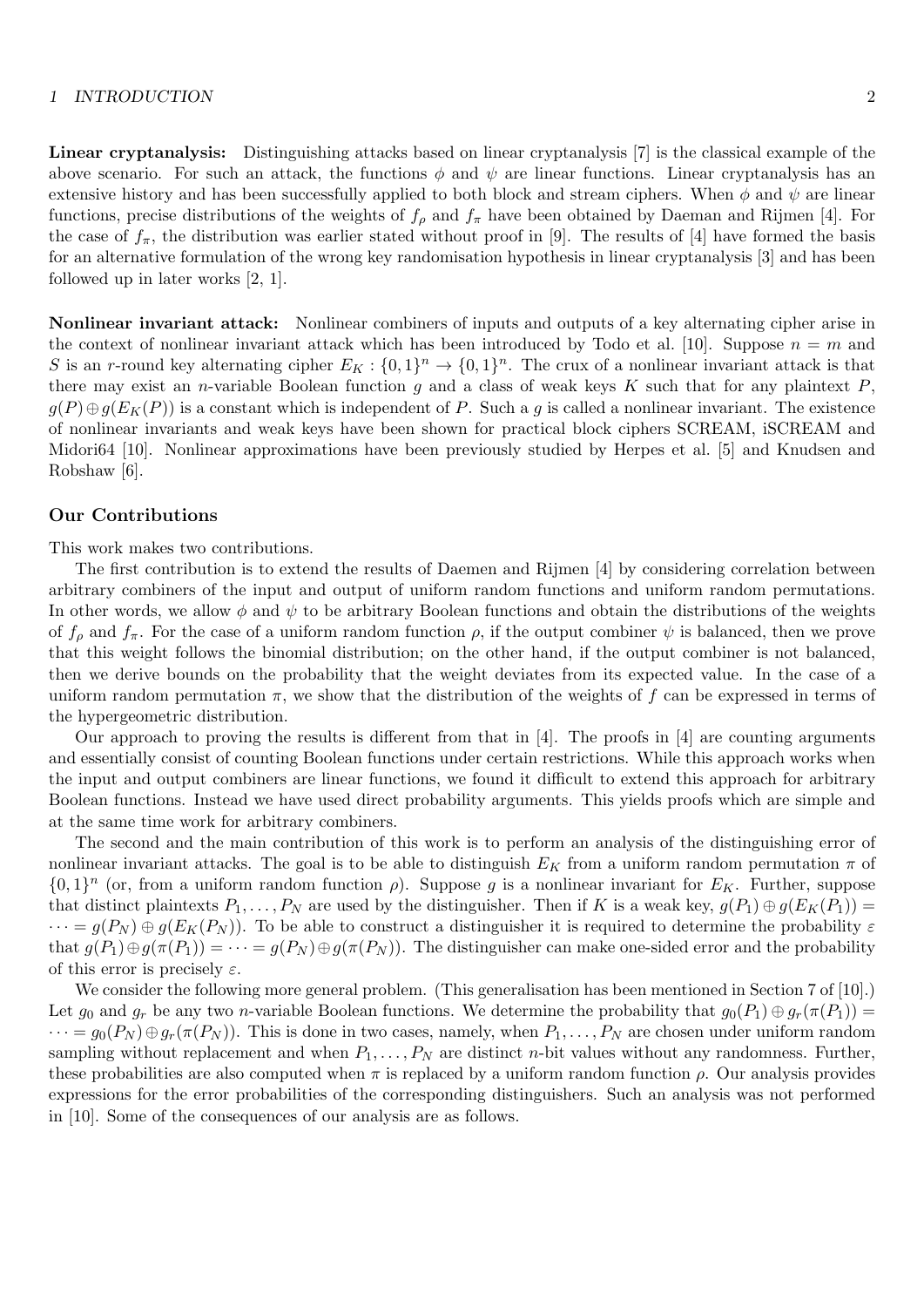**Linear cryptanalysis:** Distinguishing attacks based on linear cryptanalysis [7] is the classical example of the above scenario. For such an attack, the functions $\phi$ and $\psi$ are linear functions. Linear cryptanalysis has an extensive history and has been successfully applied to both block and stream ciphers. When $\phi$ and $\psi$ are linear functions, precise distributions of the weights of $f_\rho$ and $f_\pi$ have been obtained by Daeman and Rijmen [4]. For the case of $f_\pi$, the distribution was earlier stated without proof in [9]. The results of [4] have formed the basis for an alternative formulation of the wrong key randomisation hypothesis in linear cryptanalysis [3] and has been followed up in later works [2, 1].

**Nonlinear invariant attack:** Nonlinear combiners of inputs and outputs of a key alternating cipher arise in the context of nonlinear invariant attack which has been introduced by Todo et al. [10]. Suppose $n = m$ and $S$ is an $r$-round key alternating cipher $E_K : \{0,1\}^n \to \{0,1\}^n$. The crux of a nonlinear invariant attack is that there may exist an $n$-variable Boolean function $g$ and a class of weak keys $K$ such that for any plaintext $P$, $g(P) \oplus g(E_K(P))$ is a constant which is independent of $P$. Such a $g$ is called a nonlinear invariant. The existence of nonlinear invariants and weak keys have been shown for practical block ciphers SCREAM, iSCREAM and Midori64 [10]. Nonlinear approximations have been previously studied by Herpes et al. [5] and Knudsen and Robshaw [6].

## Our Contributions

This work makes two contributions.

The first contribution is to extend the results of Daemen and Rijmen [4] by considering correlation between arbitrary combiners of the input and output of uniform random functions and uniform random permutations. In other words, we allow $\phi$ and $\psi$ to be arbitrary Boolean functions and obtain the distributions of the weights of $f_\rho$ and $f_\pi$. For the case of a uniform random function $\rho$, if the output combiner $\psi$ is balanced, then we prove that this weight follows the binomial distribution; on the other hand, if the output combiner is not balanced, then we derive bounds on the probability that the weight deviates from its expected value. In the case of a uniform random permutation $\pi$, we show that the distribution of the weights of $f$ can be expressed in terms of the hypergeometric distribution.

Our approach to proving the results is different from that in [4]. The proofs in [4] are counting arguments and essentially consist of counting Boolean functions under certain restrictions. While this approach works when the input and output combiners are linear functions, we found it difficult to extend this approach for arbitrary Boolean functions. Instead we have used direct probability arguments. This yields proofs which are simple and at the same time work for arbitrary combiners.

The second and the main contribution of this work is to perform an analysis of the distinguishing error of nonlinear invariant attacks. The goal is to be able to distinguish $E_K$ from a uniform random permutation $\pi$ of $\{0,1\}^n$ (or, from a uniform random function $\rho$). Suppose $g$ is a nonlinear invariant for $E_K$. Further, suppose that distinct plaintexts $P_1, \ldots, P_N$ are used by the distinguisher. Then if $K$ is a weak key, $g(P_1) \oplus g(E_K(P_1)) = \cdots = g(P_N) \oplus g(E_K(P_N))$. To be able to construct a distinguisher it is required to determine the probability $\varepsilon$ that $g(P_1) \oplus g(\pi(P_1)) = \cdots = g(P_N) \oplus g(\pi(P_N))$. The distinguisher can make one-sided error and the probability of this error is precisely $\varepsilon$.

We consider the following more general problem. (This generalisation has been mentioned in Section 7 of [10].) Let $g_0$ and $g_r$ be any two $n$-variable Boolean functions. We determine the probability that $g_0(P_1) \oplus g_r(\pi(P_1)) = \cdots = g_0(P_N) \oplus g_r(\pi(P_N))$. This is done in two cases, namely, when $P_1, \ldots, P_N$ are chosen under uniform random sampling without replacement and when $P_1, \ldots, P_N$ are distinct $n$-bit values without any randomness. Further, these probabilities are also computed when $\pi$ is replaced by a uniform random function $\rho$. Our analysis provides expressions for the error probabilities of the corresponding distinguishers. Such an analysis was not performed in [10]. Some of the consequences of our analysis are as follows.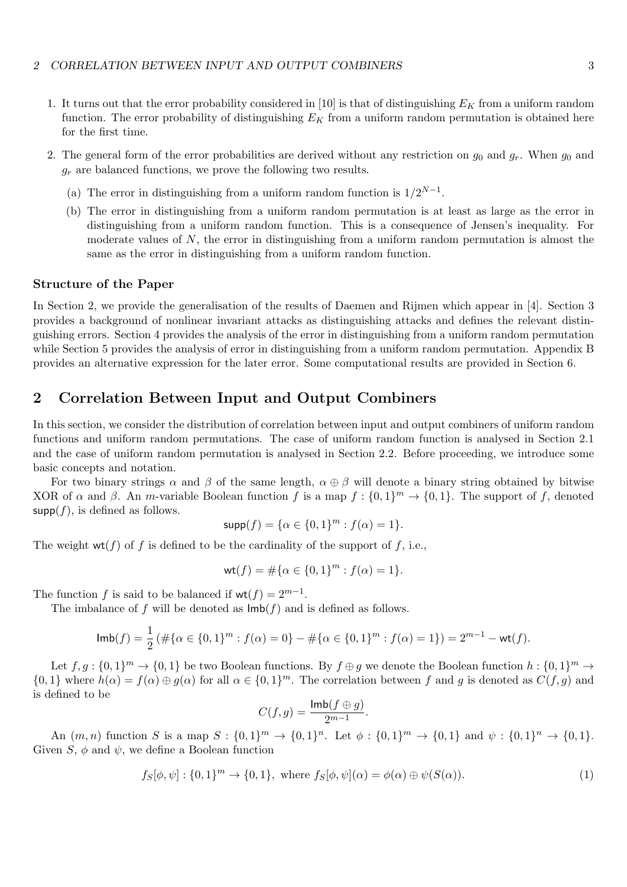1. It turns out that the error probability considered in [10] is that of distinguishing $E_K$ from a uniform random function. The error probability of distinguishing $E_K$ from a uniform random permutation is obtained here for the first time.

2. The general form of the error probabilities are derived without any restriction on $g_0$ and $g_r$. When $g_0$ and $g_r$ are balanced functions, we prove the following two results.

   (a) The error in distinguishing from a uniform random function is $1/2^{N-1}$.

   (b) The error in distinguishing from a uniform random permutation is at least as large as the error in distinguishing from a uniform random function. This is a consequence of Jensen's inequality. For moderate values of $N$, the error in distinguishing from a uniform random permutation is almost the same as the error in distinguishing from a uniform random function.

**Structure of the Paper**

In Section 2, we provide the generalisation of the results of Daemen and Rijmen which appear in [4]. Section 3 provides a background of nonlinear invariant attacks as distinguishing attacks and defines the relevant distinguishing errors. Section 4 provides the analysis of the error in distinguishing from a uniform random permutation while Section 5 provides the analysis of error in distinguishing from a uniform random permutation. Appendix B provides an alternative expression for the later error. Some computational results are provided in Section 6.

## 2 Correlation Between Input and Output Combiners

In this section, we consider the distribution of correlation between input and output combiners of uniform random functions and uniform random permutations. The case of uniform random function is analysed in Section 2.1 and the case of uniform random permutation is analysed in Section 2.2. Before proceeding, we introduce some basic concepts and notation.

For two binary strings $\alpha$ and $\beta$ of the same length, $\alpha \oplus \beta$ will denote a binary string obtained by bitwise XOR of $\alpha$ and $\beta$. An $m$-variable Boolean function $f$ is a map $f : \{0,1\}^m \to \{0,1\}$. The support of $f$, denoted $\mathsf{supp}(f)$, is defined as follows.

$$\mathsf{supp}(f) = \{\alpha \in \{0,1\}^m : f(\alpha) = 1\}.$$

The weight $\mathsf{wt}(f)$ of $f$ is defined to be the cardinality of the support of $f$, i.e.,

$$\mathsf{wt}(f) = \#\{\alpha \in \{0,1\}^m : f(\alpha) = 1\}.$$

The function $f$ is said to be balanced if $\mathsf{wt}(f) = 2^{m-1}$.

The imbalance of $f$ will be denoted as $\mathsf{Imb}(f)$ and is defined as follows.

$$\mathsf{Imb}(f) = \frac{1}{2}\left(\#\{\alpha \in \{0,1\}^m : f(\alpha) = 0\} - \#\{\alpha \in \{0,1\}^m : f(\alpha) = 1\}\right) = 2^{m-1} - \mathsf{wt}(f).$$

Let $f, g : \{0,1\}^m \to \{0,1\}$ be two Boolean functions. By $f \oplus g$ we denote the Boolean function $h : \{0,1\}^m \to \{0,1\}$ where $h(\alpha) = f(\alpha) \oplus g(\alpha)$ for all $\alpha \in \{0,1\}^m$. The correlation between $f$ and $g$ is denoted as $C(f,g)$ and is defined to be

$$C(f,g) = \frac{\mathsf{Imb}(f \oplus g)}{2^{m-1}}.$$

An $(m,n)$ function $S$ is a map $S : \{0,1\}^m \to \{0,1\}^n$. Let $\phi : \{0,1\}^m \to \{0,1\}$ and $\psi : \{0,1\}^n \to \{0,1\}$. Given $S$, $\phi$ and $\psi$, we define a Boolean function

$$f_S[\phi,\psi] : \{0,1\}^m \to \{0,1\}, \text{ where } f_S[\phi,\psi](\alpha) = \phi(\alpha) \oplus \psi(S(\alpha)). \tag{1}$$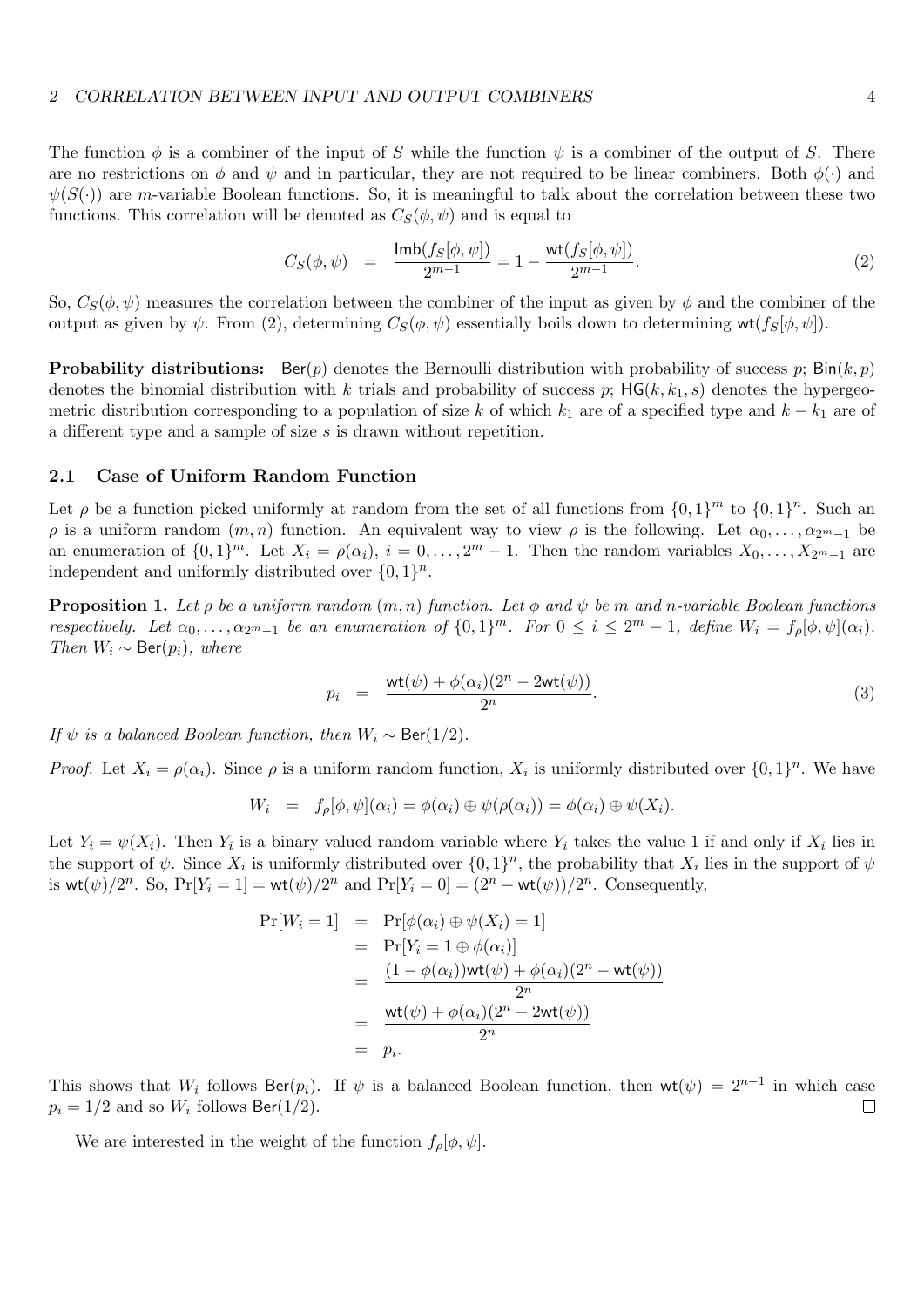The function $\phi$ is a combiner of the input of $S$ while the function $\psi$ is a combiner of the output of $S$. There are no restrictions on $\phi$ and $\psi$ and in particular, they are not required to be linear combiners. Both $\phi(\cdot)$ and $\psi(S(\cdot))$ are $m$-variable Boolean functions. So, it is meaningful to talk about the correlation between these two functions. This correlation will be denoted as $C_S(\phi, \psi)$ and is equal to

$$C_S(\phi, \psi) = \frac{\mathsf{Imb}(f_S[\phi, \psi])}{2^{m-1}} = 1 - \frac{\mathsf{wt}(f_S[\phi, \psi])}{2^{m-1}}. \tag{2}$$

So, $C_S(\phi, \psi)$ measures the correlation between the combiner of the input as given by $\phi$ and the combiner of the output as given by $\psi$. From (2), determining $C_S(\phi, \psi)$ essentially boils down to determining $\mathsf{wt}(f_S[\phi, \psi])$.

**Probability distributions:** $\mathsf{Ber}(p)$ denotes the Bernoulli distribution with probability of success $p$; $\mathsf{Bin}(k, p)$ denotes the binomial distribution with $k$ trials and probability of success $p$; $\mathsf{HG}(k, k_1, s)$ denotes the hypergeometric distribution corresponding to a population of size $k$ of which $k_1$ are of a specified type and $k - k_1$ are of a different type and a sample of size $s$ is drawn without repetition.

## 2.1 Case of Uniform Random Function

Let $\rho$ be a function picked uniformly at random from the set of all functions from $\{0,1\}^m$ to $\{0,1\}^n$. Such an $\rho$ is a uniform random $(m, n)$ function. An equivalent way to view $\rho$ is the following. Let $\alpha_0, \ldots, \alpha_{2^m-1}$ be an enumeration of $\{0,1\}^m$. Let $X_i = \rho(\alpha_i)$, $i = 0, \ldots, 2^m - 1$. Then the random variables $X_0, \ldots, X_{2^m-1}$ are independent and uniformly distributed over $\{0,1\}^n$.

**Proposition 1.** *Let $\rho$ be a uniform random $(m, n)$ function. Let $\phi$ and $\psi$ be $m$ and $n$-variable Boolean functions respectively. Let $\alpha_0, \ldots, \alpha_{2^m-1}$ be an enumeration of $\{0,1\}^m$. For $0 \leq i \leq 2^m - 1$, define $W_i = f_\rho[\phi, \psi](\alpha_i)$. Then $W_i \sim \mathsf{Ber}(p_i)$, where*

$$p_i = \frac{\mathsf{wt}(\psi) + \phi(\alpha_i)(2^n - 2\mathsf{wt}(\psi))}{2^n}. \tag{3}$$

*If $\psi$ is a balanced Boolean function, then $W_i \sim \mathsf{Ber}(1/2)$.*

*Proof.* Let $X_i = \rho(\alpha_i)$. Since $\rho$ is a uniform random function, $X_i$ is uniformly distributed over $\{0,1\}^n$. We have

$$W_i = f_\rho[\phi, \psi](\alpha_i) = \phi(\alpha_i) \oplus \psi(\rho(\alpha_i)) = \phi(\alpha_i) \oplus \psi(X_i).$$

Let $Y_i = \psi(X_i)$. Then $Y_i$ is a binary valued random variable where $Y_i$ takes the value 1 if and only if $X_i$ lies in the support of $\psi$. Since $X_i$ is uniformly distributed over $\{0,1\}^n$, the probability that $X_i$ lies in the support of $\psi$ is $\mathsf{wt}(\psi)/2^n$. So, $\Pr[Y_i = 1] = \mathsf{wt}(\psi)/2^n$ and $\Pr[Y_i = 0] = (2^n - \mathsf{wt}(\psi))/2^n$. Consequently,

$$\begin{aligned}
\Pr[W_i = 1] &= \Pr[\phi(\alpha_i) \oplus \psi(X_i) = 1] \\
&= \Pr[Y_i = 1 \oplus \phi(\alpha_i)] \\
&= \frac{(1 - \phi(\alpha_i))\mathsf{wt}(\psi) + \phi(\alpha_i)(2^n - \mathsf{wt}(\psi))}{2^n} \\
&= \frac{\mathsf{wt}(\psi) + \phi(\alpha_i)(2^n - 2\mathsf{wt}(\psi))}{2^n} \\
&= p_i.
\end{aligned}$$

This shows that $W_i$ follows $\mathsf{Ber}(p_i)$. If $\psi$ is a balanced Boolean function, then $\mathsf{wt}(\psi) = 2^{n-1}$ in which case $p_i = 1/2$ and so $W_i$ follows $\mathsf{Ber}(1/2)$. $\square$

We are interested in the weight of the function $f_\rho[\phi, \psi]$.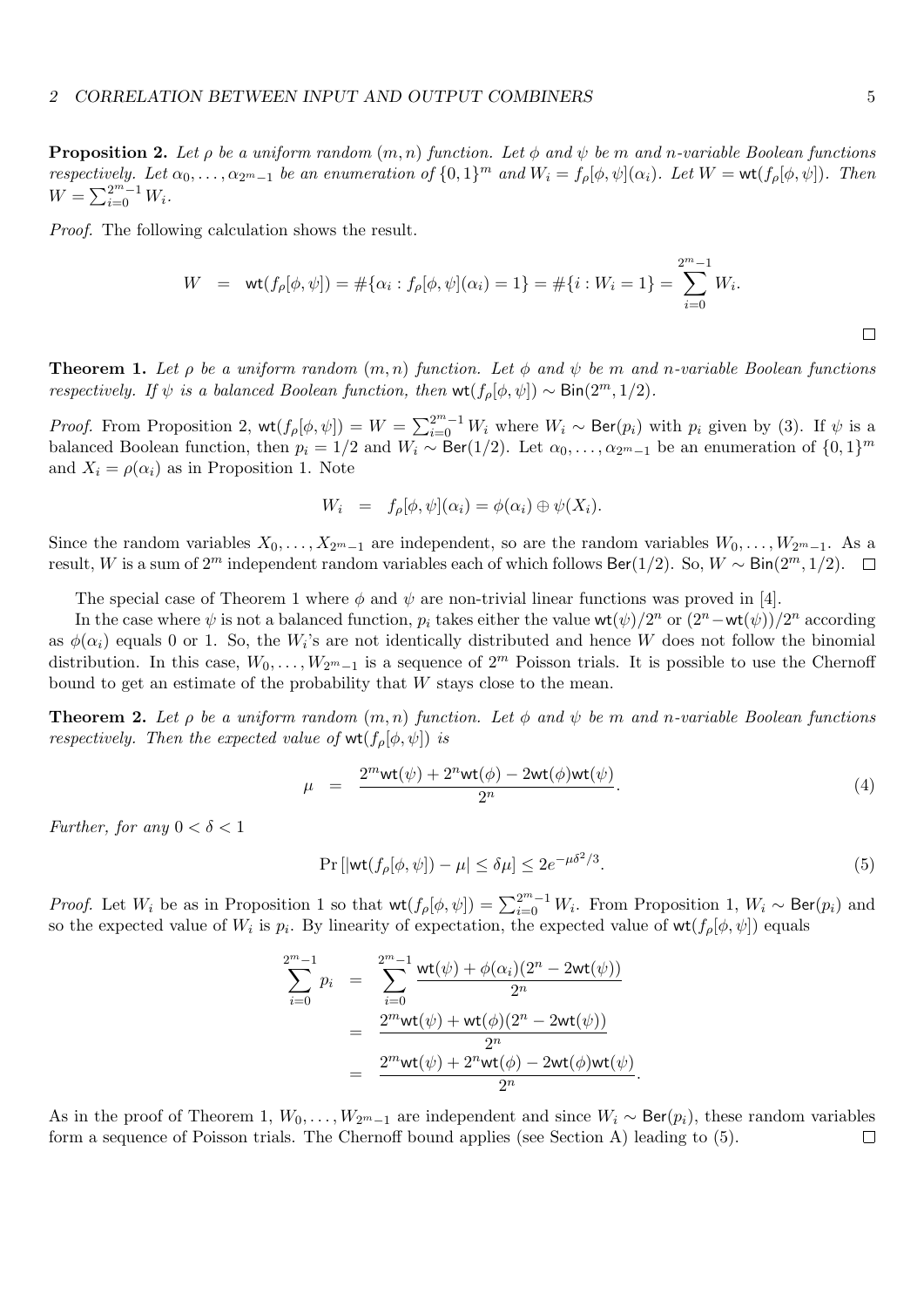**Proposition 2.** *Let $\rho$ be a uniform random $(m,n)$ function. Let $\phi$ and $\psi$ be $m$ and $n$-variable Boolean functions respectively. Let $\alpha_0, \ldots, \alpha_{2^m-1}$ be an enumeration of $\{0,1\}^m$ and $W_i = f_\rho[\phi,\psi](\alpha_i)$. Let $W = \mathsf{wt}(f_\rho[\phi,\psi])$. Then $W = \sum_{i=0}^{2^m-1} W_i$.*

*Proof.* The following calculation shows the result.

$$W = \mathsf{wt}(f_\rho[\phi,\psi]) = \#\{\alpha_i : f_\rho[\phi,\psi](\alpha_i) = 1\} = \#\{i : W_i = 1\} = \sum_{i=0}^{2^m-1} W_i.$$

□

**Theorem 1.** *Let $\rho$ be a uniform random $(m,n)$ function. Let $\phi$ and $\psi$ be $m$ and $n$-variable Boolean functions respectively. If $\psi$ is a balanced Boolean function, then $\mathsf{wt}(f_\rho[\phi,\psi]) \sim \mathsf{Bin}(2^m, 1/2)$.*

*Proof.* From Proposition 2, $\mathsf{wt}(f_\rho[\phi,\psi]) = W = \sum_{i=0}^{2^m-1} W_i$ where $W_i \sim \mathsf{Ber}(p_i)$ with $p_i$ given by (3). If $\psi$ is a balanced Boolean function, then $p_i = 1/2$ and $W_i \sim \mathsf{Ber}(1/2)$. Let $\alpha_0, \ldots, \alpha_{2^m-1}$ be an enumeration of $\{0,1\}^m$ and $X_i = \rho(\alpha_i)$ as in Proposition 1. Note

$$W_i = f_\rho[\phi,\psi](\alpha_i) = \phi(\alpha_i) \oplus \psi(X_i).$$

Since the random variables $X_0, \ldots, X_{2^m-1}$ are independent, so are the random variables $W_0, \ldots, W_{2^m-1}$. As a result, $W$ is a sum of $2^m$ independent random variables each of which follows $\mathsf{Ber}(1/2)$. So, $W \sim \mathsf{Bin}(2^m, 1/2)$. □

The special case of Theorem 1 where $\phi$ and $\psi$ are non-trivial linear functions was proved in [4].

In the case where $\psi$ is not a balanced function, $p_i$ takes either the value $\mathsf{wt}(\psi)/2^n$ or $(2^n - \mathsf{wt}(\psi))/2^n$ according as $\phi(\alpha_i)$ equals 0 or 1. So, the $W_i$'s are not identically distributed and hence $W$ does not follow the binomial distribution. In this case, $W_0, \ldots, W_{2^m-1}$ is a sequence of $2^m$ Poisson trials. It is possible to use the Chernoff bound to get an estimate of the probability that $W$ stays close to the mean.

**Theorem 2.** *Let $\rho$ be a uniform random $(m,n)$ function. Let $\phi$ and $\psi$ be $m$ and $n$-variable Boolean functions respectively. Then the expected value of $\mathsf{wt}(f_\rho[\phi,\psi])$ is*

$$\mu = \frac{2^m \mathsf{wt}(\psi) + 2^n \mathsf{wt}(\phi) - 2\mathsf{wt}(\phi)\mathsf{wt}(\psi)}{2^n}. \tag{4}$$

*Further, for any $0 < \delta < 1$*

$$\Pr\left[|\mathsf{wt}(f_\rho[\phi,\psi]) - \mu| \leq \delta\mu\right] \leq 2e^{-\mu\delta^2/3}. \tag{5}$$

*Proof.* Let $W_i$ be as in Proposition 1 so that $\mathsf{wt}(f_\rho[\phi,\psi]) = \sum_{i=0}^{2^m-1} W_i$. From Proposition 1, $W_i \sim \mathsf{Ber}(p_i)$ and so the expected value of $W_i$ is $p_i$. By linearity of expectation, the expected value of $\mathsf{wt}(f_\rho[\phi,\psi])$ equals

$$\begin{aligned}
\sum_{i=0}^{2^m-1} p_i &= \sum_{i=0}^{2^m-1} \frac{\mathsf{wt}(\psi) + \phi(\alpha_i)(2^n - 2\mathsf{wt}(\psi))}{2^n} \\
&= \frac{2^m \mathsf{wt}(\psi) + \mathsf{wt}(\phi)(2^n - 2\mathsf{wt}(\psi))}{2^n} \\
&= \frac{2^m \mathsf{wt}(\psi) + 2^n \mathsf{wt}(\phi) - 2\mathsf{wt}(\phi)\mathsf{wt}(\psi)}{2^n}.
\end{aligned}$$

As in the proof of Theorem 1, $W_0, \ldots, W_{2^m-1}$ are independent and since $W_i \sim \mathsf{Ber}(p_i)$, these random variables form a sequence of Poisson trials. The Chernoff bound applies (see Section A) leading to (5). □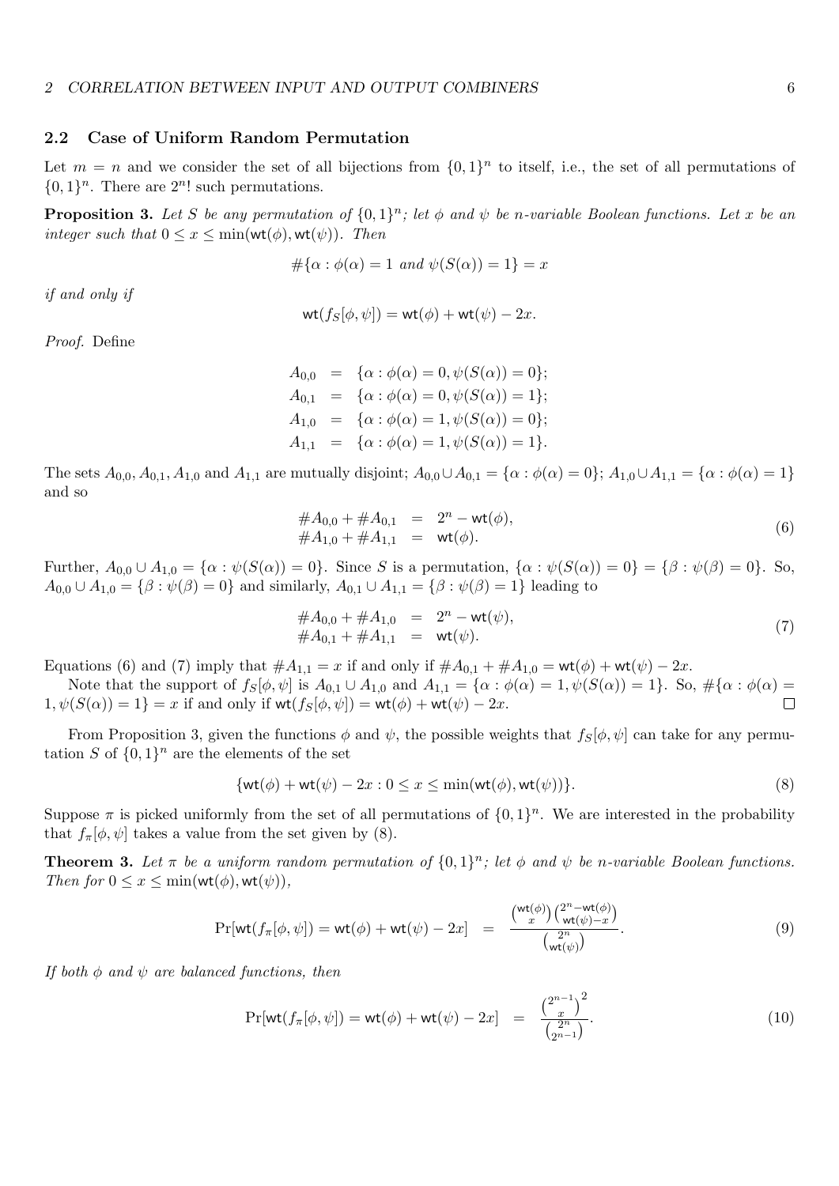### 2.2 Case of Uniform Random Permutation

Let $m = n$ and we consider the set of all bijections from $\{0,1\}^n$ to itself, i.e., the set of all permutations of $\{0,1\}^n$. There are $2^n!$ such permutations.

**Proposition 3.** *Let $S$ be any permutation of $\{0,1\}^n$; let $\phi$ and $\psi$ be $n$-variable Boolean functions. Let $x$ be an integer such that $0 \leq x \leq \min(\mathsf{wt}(\phi), \mathsf{wt}(\psi))$. Then*

$$\#\{\alpha : \phi(\alpha) = 1 \text{ and } \psi(S(\alpha)) = 1\} = x$$

*if and only if*

$$\mathsf{wt}(f_S[\phi,\psi]) = \mathsf{wt}(\phi) + \mathsf{wt}(\psi) - 2x.$$

*Proof.* Define

$$\begin{aligned}
A_{0,0} &= \{\alpha : \phi(\alpha) = 0, \psi(S(\alpha)) = 0\}; \\
A_{0,1} &= \{\alpha : \phi(\alpha) = 0, \psi(S(\alpha)) = 1\}; \\
A_{1,0} &= \{\alpha : \phi(\alpha) = 1, \psi(S(\alpha)) = 0\}; \\
A_{1,1} &= \{\alpha : \phi(\alpha) = 1, \psi(S(\alpha)) = 1\}.
\end{aligned}$$

The sets $A_{0,0}, A_{0,1}, A_{1,0}$ and $A_{1,1}$ are mutually disjoint; $A_{0,0} \cup A_{0,1} = \{\alpha : \phi(\alpha) = 0\}$; $A_{1,0} \cup A_{1,1} = \{\alpha : \phi(\alpha) = 1\}$ and so

$$\begin{aligned}
\#A_{0,0} + \#A_{0,1} &= 2^n - \mathsf{wt}(\phi), \\
\#A_{1,0} + \#A_{1,1} &= \mathsf{wt}(\phi).
\end{aligned} \tag{6}$$

Further, $A_{0,0} \cup A_{1,0} = \{\alpha : \psi(S(\alpha)) = 0\}$. Since $S$ is a permutation, $\{\alpha : \psi(S(\alpha)) = 0\} = \{\beta : \psi(\beta) = 0\}$. So, $A_{0,0} \cup A_{1,0} = \{\beta : \psi(\beta) = 0\}$ and similarly, $A_{0,1} \cup A_{1,1} = \{\beta : \psi(\beta) = 1\}$ leading to

$$\begin{aligned}
\#A_{0,0} + \#A_{1,0} &= 2^n - \mathsf{wt}(\psi), \\
\#A_{0,1} + \#A_{1,1} &= \mathsf{wt}(\psi).
\end{aligned} \tag{7}$$

Equations (6) and (7) imply that $\#A_{1,1} = x$ if and only if $\#A_{0,1} + \#A_{1,0} = \mathsf{wt}(\phi) + \mathsf{wt}(\psi) - 2x$.

Note that the support of $f_S[\phi,\psi]$ is $A_{0,1} \cup A_{1,0}$ and $A_{1,1} = \{\alpha : \phi(\alpha) = 1, \psi(S(\alpha)) = 1\}$. So, $\#\{\alpha : \phi(\alpha) = 1, \psi(S(\alpha)) = 1\} = x$ if and only if $\mathsf{wt}(f_S[\phi,\psi]) = \mathsf{wt}(\phi) + \mathsf{wt}(\psi) - 2x$. $\square$

From Proposition 3, given the functions $\phi$ and $\psi$, the possible weights that $f_S[\phi,\psi]$ can take for any permutation $S$ of $\{0,1\}^n$ are the elements of the set

$$\{\mathsf{wt}(\phi) + \mathsf{wt}(\psi) - 2x : 0 \leq x \leq \min(\mathsf{wt}(\phi), \mathsf{wt}(\psi))\}. \tag{8}$$

Suppose $\pi$ is picked uniformly from the set of all permutations of $\{0,1\}^n$. We are interested in the probability that $f_\pi[\phi,\psi]$ takes a value from the set given by (8).

**Theorem 3.** *Let $\pi$ be a uniform random permutation of $\{0,1\}^n$; let $\phi$ and $\psi$ be $n$-variable Boolean functions. Then for $0 \leq x \leq \min(\mathsf{wt}(\phi), \mathsf{wt}(\psi))$,*

$$\Pr[\mathsf{wt}(f_\pi[\phi,\psi]) = \mathsf{wt}(\phi) + \mathsf{wt}(\psi) - 2x] = \frac{\binom{\mathsf{wt}(\phi)}{x}\binom{2^n - \mathsf{wt}(\phi)}{\mathsf{wt}(\psi) - x}}{\binom{2^n}{\mathsf{wt}(\psi)}}. \tag{9}$$

*If both $\phi$ and $\psi$ are balanced functions, then*

$$\Pr[\mathsf{wt}(f_\pi[\phi,\psi]) = \mathsf{wt}(\phi) + \mathsf{wt}(\psi) - 2x] = \frac{\binom{2^{n-1}}{x}^2}{\binom{2^n}{2^{n-1}}}. \tag{10}$$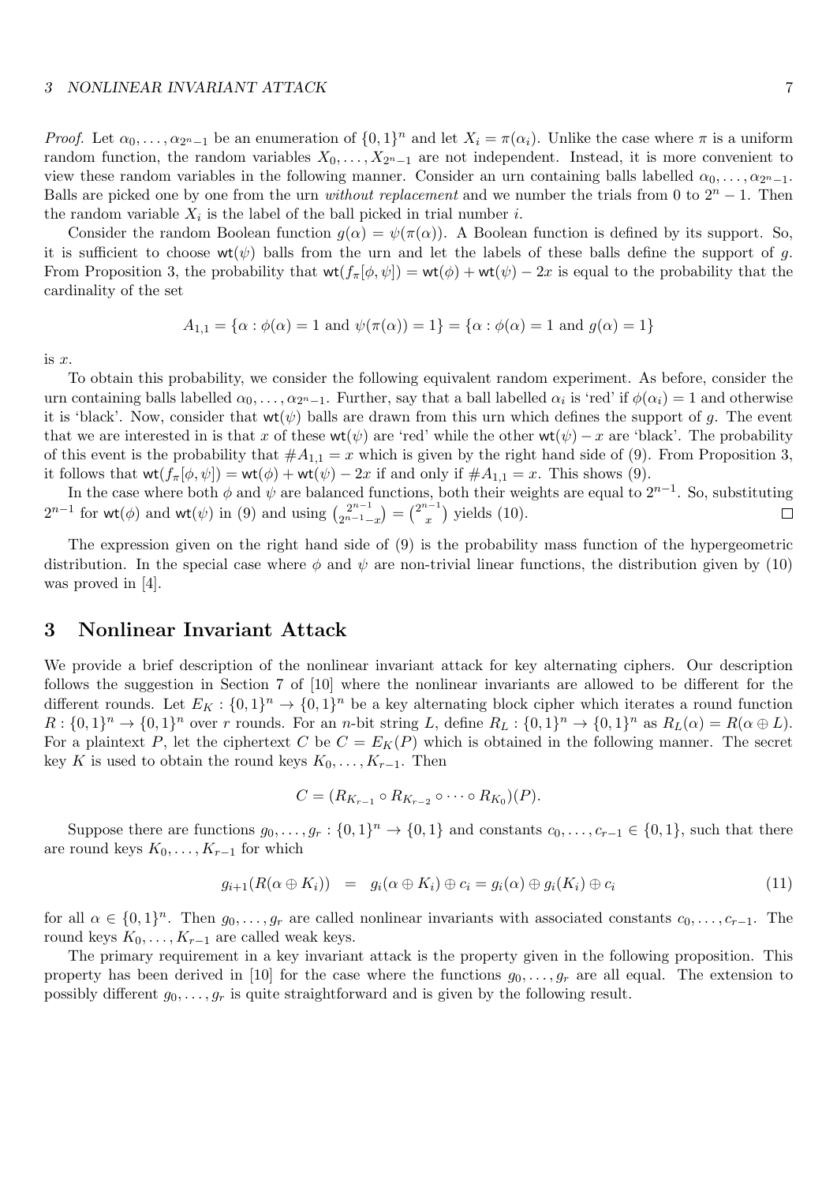*Proof.* Let $\alpha_0, \ldots, \alpha_{2^n-1}$ be an enumeration of $\{0,1\}^n$ and let $X_i = \pi(\alpha_i)$. Unlike the case where $\pi$ is a uniform random function, the random variables $X_0, \ldots, X_{2^n-1}$ are not independent. Instead, it is more convenient to view these random variables in the following manner. Consider an urn containing balls labelled $\alpha_0, \ldots, \alpha_{2^n-1}$. Balls are picked one by one from the urn *without replacement* and we number the trials from 0 to $2^n - 1$. Then the random variable $X_i$ is the label of the ball picked in trial number $i$.

Consider the random Boolean function $g(\alpha) = \psi(\pi(\alpha))$. A Boolean function is defined by its support. So, it is sufficient to choose $\mathsf{wt}(\psi)$ balls from the urn and let the labels of these balls define the support of $g$. From Proposition 3, the probability that $\mathsf{wt}(f_\pi[\phi,\psi]) = \mathsf{wt}(\phi) + \mathsf{wt}(\psi) - 2x$ is equal to the probability that the cardinality of the set

$$A_{1,1} = \{\alpha : \phi(\alpha) = 1 \text{ and } \psi(\pi(\alpha)) = 1\} = \{\alpha : \phi(\alpha) = 1 \text{ and } g(\alpha) = 1\}$$

is $x$.

To obtain this probability, we consider the following equivalent random experiment. As before, consider the urn containing balls labelled $\alpha_0, \ldots, \alpha_{2^n-1}$. Further, say that a ball labelled $\alpha_i$ is 'red' if $\phi(\alpha_i) = 1$ and otherwise it is 'black'. Now, consider that $\mathsf{wt}(\psi)$ balls are drawn from this urn which defines the support of $g$. The event that we are interested in is that $x$ of these $\mathsf{wt}(\psi)$ are 'red' while the other $\mathsf{wt}(\psi) - x$ are 'black'. The probability of this event is the probability that $\#A_{1,1} = x$ which is given by the right hand side of (9). From Proposition 3, it follows that $\mathsf{wt}(f_\pi[\phi,\psi]) = \mathsf{wt}(\phi) + \mathsf{wt}(\psi) - 2x$ if and only if $\#A_{1,1} = x$. This shows (9).

In the case where both $\phi$ and $\psi$ are balanced functions, both their weights are equal to $2^{n-1}$. So, substituting $2^{n-1}$ for $\mathsf{wt}(\phi)$ and $\mathsf{wt}(\psi)$ in (9) and using $\binom{2^{n-1}}{2^{n-1}-x} = \binom{2^{n-1}}{x}$ yields (10). $\square$

The expression given on the right hand side of (9) is the probability mass function of the hypergeometric distribution. In the special case where $\phi$ and $\psi$ are non-trivial linear functions, the distribution given by (10) was proved in [4].

# 3 Nonlinear Invariant Attack

We provide a brief description of the nonlinear invariant attack for key alternating ciphers. Our description follows the suggestion in Section 7 of [10] where the nonlinear invariants are allowed to be different for the different rounds. Let $E_K : \{0,1\}^n \to \{0,1\}^n$ be a key alternating block cipher which iterates a round function $R : \{0,1\}^n \to \{0,1\}^n$ over $r$ rounds. For an $n$-bit string $L$, define $R_L : \{0,1\}^n \to \{0,1\}^n$ as $R_L(\alpha) = R(\alpha \oplus L)$. For a plaintext $P$, let the ciphertext $C$ be $C = E_K(P)$ which is obtained in the following manner. The secret key $K$ is used to obtain the round keys $K_0, \ldots, K_{r-1}$. Then

$$C = (R_{K_{r-1}} \circ R_{K_{r-2}} \circ \cdots \circ R_{K_0})(P).$$

Suppose there are functions $g_0, \ldots, g_r : \{0,1\}^n \to \{0,1\}$ and constants $c_0, \ldots, c_{r-1} \in \{0,1\}$, such that there are round keys $K_0, \ldots, K_{r-1}$ for which

$$g_{i+1}(R(\alpha \oplus K_i)) \;\; = \;\; g_i(\alpha \oplus K_i) \oplus c_i = g_i(\alpha) \oplus g_i(K_i) \oplus c_i \tag{11}$$

for all $\alpha \in \{0,1\}^n$. Then $g_0, \ldots, g_r$ are called nonlinear invariants with associated constants $c_0, \ldots, c_{r-1}$. The round keys $K_0, \ldots, K_{r-1}$ are called weak keys.

The primary requirement in a key invariant attack is the property given in the following proposition. This property has been derived in [10] for the case where the functions $g_0, \ldots, g_r$ are all equal. The extension to possibly different $g_0, \ldots, g_r$ is quite straightforward and is given by the following result.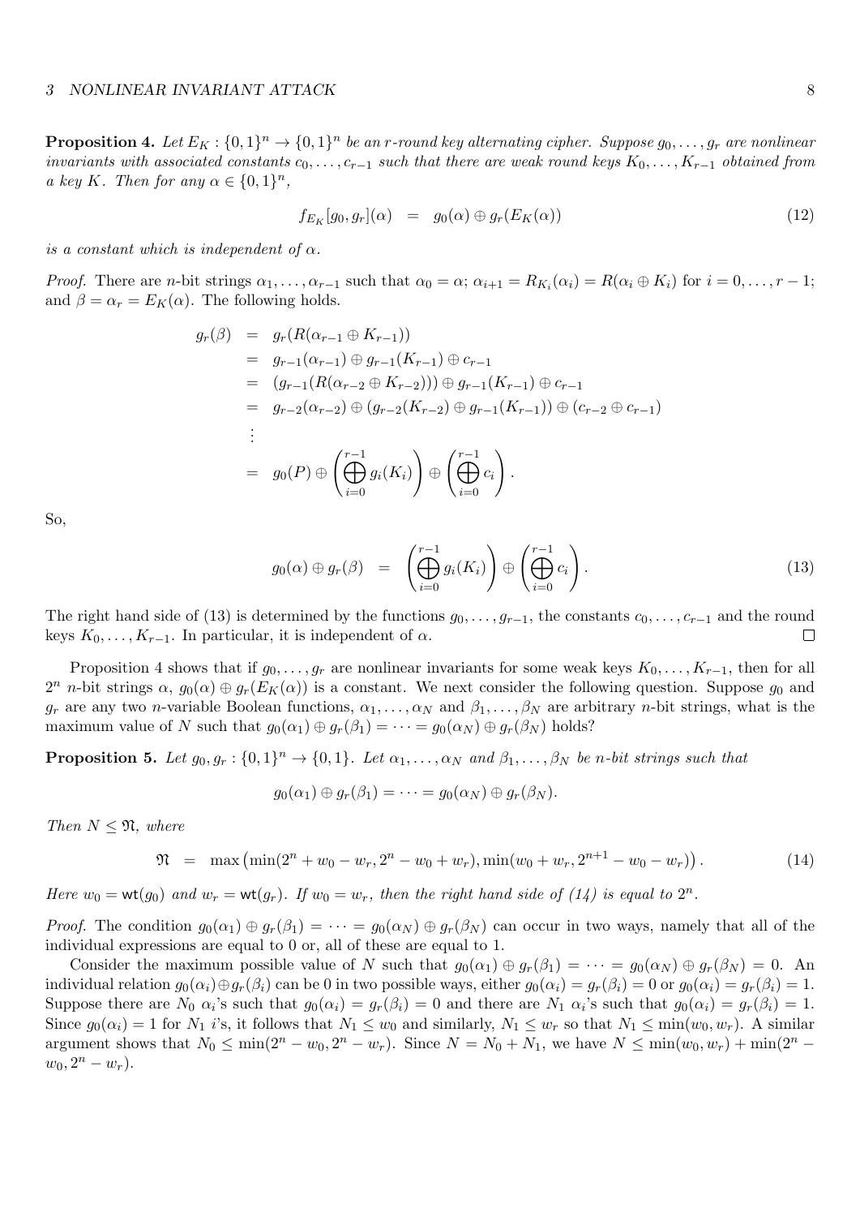**Proposition 4.** *Let $E_K : \{0,1\}^n \to \{0,1\}^n$ be an $r$-round key alternating cipher. Suppose $g_0, \ldots, g_r$ are nonlinear invariants with associated constants $c_0, \ldots, c_{r-1}$ such that there are weak round keys $K_0, \ldots, K_{r-1}$ obtained from a key $K$. Then for any $\alpha \in \{0,1\}^n$,*

$$f_{E_K}[g_0, g_r](\alpha) \;\; = \;\; g_0(\alpha) \oplus g_r(E_K(\alpha)) \tag{12}$$

*is a constant which is independent of $\alpha$.*

*Proof.* There are $n$-bit strings $\alpha_1, \ldots, \alpha_{r-1}$ such that $\alpha_0 = \alpha$; $\alpha_{i+1} = R_{K_i}(\alpha_i) = R(\alpha_i \oplus K_i)$ for $i = 0, \ldots, r-1$; and $\beta = \alpha_r = E_K(\alpha)$. The following holds.

$$\begin{aligned}
g_r(\beta) &= g_r(R(\alpha_{r-1} \oplus K_{r-1})) \\
&= g_{r-1}(\alpha_{r-1}) \oplus g_{r-1}(K_{r-1}) \oplus c_{r-1} \\
&= (g_{r-1}(R(\alpha_{r-2} \oplus K_{r-2}))) \oplus g_{r-1}(K_{r-1}) \oplus c_{r-1} \\
&= g_{r-2}(\alpha_{r-2}) \oplus (g_{r-2}(K_{r-2}) \oplus g_{r-1}(K_{r-1})) \oplus (c_{r-2} \oplus c_{r-1}) \\
&\;\;\vdots \\
&= g_0(P) \oplus \left( \bigoplus_{i=0}^{r-1} g_i(K_i) \right) \oplus \left( \bigoplus_{i=0}^{r-1} c_i \right).
\end{aligned}$$

So,

$$g_0(\alpha) \oplus g_r(\beta) \;\; = \;\; \left( \bigoplus_{i=0}^{r-1} g_i(K_i) \right) \oplus \left( \bigoplus_{i=0}^{r-1} c_i \right). \tag{13}$$

The right hand side of (13) is determined by the functions $g_0, \ldots, g_{r-1}$, the constants $c_0, \ldots, c_{r-1}$ and the round keys $K_0, \ldots, K_{r-1}$. In particular, it is independent of $\alpha$. $\square$

Proposition 4 shows that if $g_0, \ldots, g_r$ are nonlinear invariants for some weak keys $K_0, \ldots, K_{r-1}$, then for all $2^n$ $n$-bit strings $\alpha$, $g_0(\alpha) \oplus g_r(E_K(\alpha))$ is a constant. We next consider the following question. Suppose $g_0$ and $g_r$ are any two $n$-variable Boolean functions, $\alpha_1, \ldots, \alpha_N$ and $\beta_1, \ldots, \beta_N$ are arbitrary $n$-bit strings, what is the maximum value of $N$ such that $g_0(\alpha_1) \oplus g_r(\beta_1) = \cdots = g_0(\alpha_N) \oplus g_r(\beta_N)$ holds?

**Proposition 5.** *Let $g_0, g_r : \{0,1\}^n \to \{0,1\}$. Let $\alpha_1, \ldots, \alpha_N$ and $\beta_1, \ldots, \beta_N$ be $n$-bit strings such that*

$$g_0(\alpha_1) \oplus g_r(\beta_1) = \cdots = g_0(\alpha_N) \oplus g_r(\beta_N).$$

*Then $N \leq \mathfrak{N}$, where*

$$\mathfrak{N} \;\; = \;\; \max\left(\min(2^n + w_0 - w_r, 2^n - w_0 + w_r), \min(w_0 + w_r, 2^{n+1} - w_0 - w_r)\right). \tag{14}$$

*Here $w_0 = \mathsf{wt}(g_0)$ and $w_r = \mathsf{wt}(g_r)$. If $w_0 = w_r$, then the right hand side of (14) is equal to $2^n$.*

*Proof.* The condition $g_0(\alpha_1) \oplus g_r(\beta_1) = \cdots = g_0(\alpha_N) \oplus g_r(\beta_N)$ can occur in two ways, namely that all of the individual expressions are equal to 0 or, all of these are equal to 1.

Consider the maximum possible value of $N$ such that $g_0(\alpha_1) \oplus g_r(\beta_1) = \cdots = g_0(\alpha_N) \oplus g_r(\beta_N) = 0$. An individual relation $g_0(\alpha_i) \oplus g_r(\beta_i)$ can be 0 in two possible ways, either $g_0(\alpha_i) = g_r(\beta_i) = 0$ or $g_0(\alpha_i) = g_r(\beta_i) = 1$. Suppose there are $N_0$ $\alpha_i$'s such that $g_0(\alpha_i) = g_r(\beta_i) = 0$ and there are $N_1$ $\alpha_i$'s such that $g_0(\alpha_i) = g_r(\beta_i) = 1$. Since $g_0(\alpha_i) = 1$ for $N_1$ $i$'s, it follows that $N_1 \leq w_0$ and similarly, $N_1 \leq w_r$ so that $N_1 \leq \min(w_0, w_r)$. A similar argument shows that $N_0 \leq \min(2^n - w_0, 2^n - w_r)$. Since $N = N_0 + N_1$, we have $N \leq \min(w_0, w_r) + \min(2^n - w_0, 2^n - w_r)$.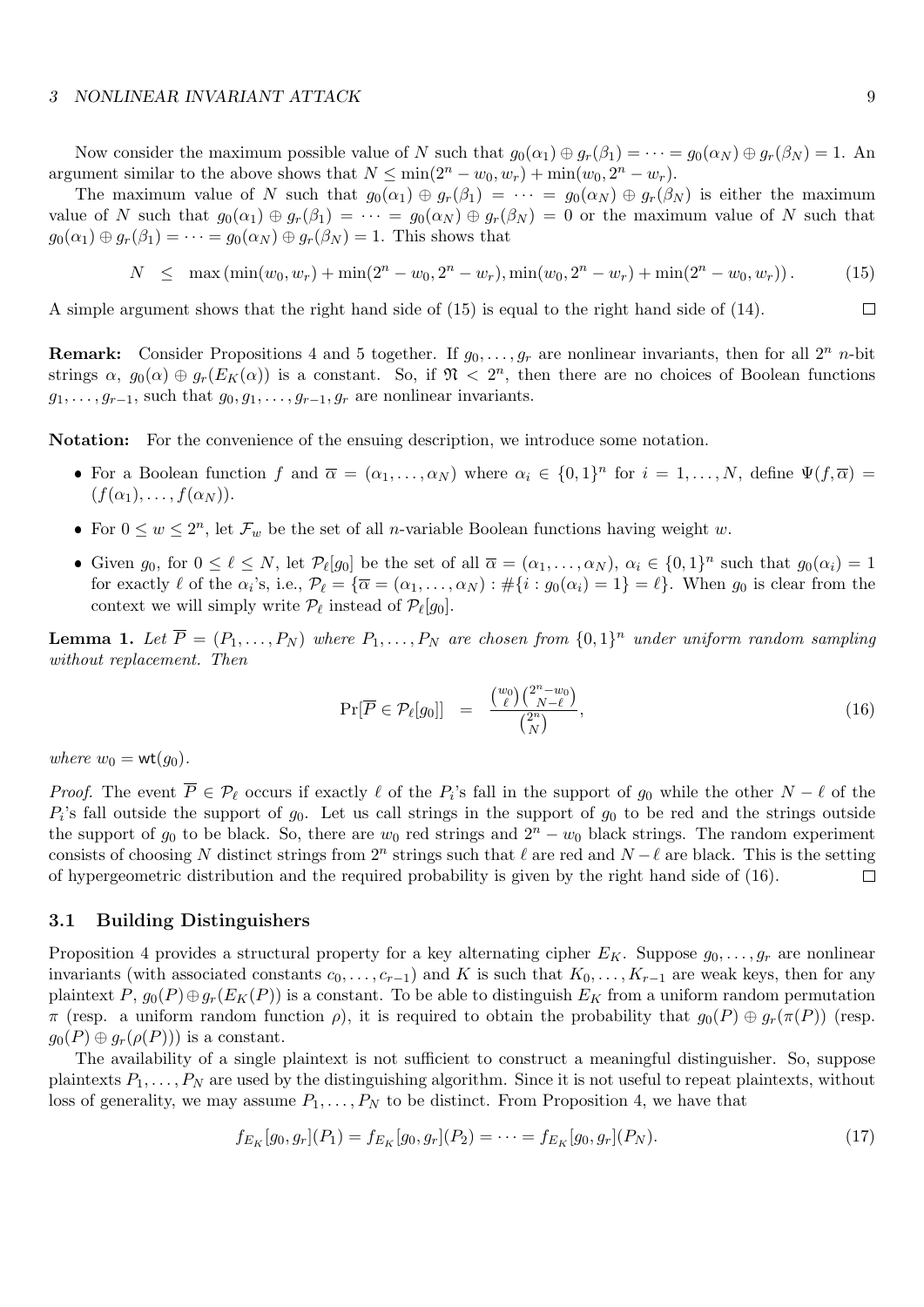Now consider the maximum possible value of $N$ such that $g_0(\alpha_1) \oplus g_r(\beta_1) = \cdots = g_0(\alpha_N) \oplus g_r(\beta_N) = 1$. An argument similar to the above shows that $N \leq \min(2^n - w_0, w_r) + \min(w_0, 2^n - w_r)$.

The maximum value of $N$ such that $g_0(\alpha_1) \oplus g_r(\beta_1) = \cdots = g_0(\alpha_N) \oplus g_r(\beta_N)$ is either the maximum value of $N$ such that $g_0(\alpha_1) \oplus g_r(\beta_1) = \cdots = g_0(\alpha_N) \oplus g_r(\beta_N) = 0$ or the maximum value of $N$ such that $g_0(\alpha_1) \oplus g_r(\beta_1) = \cdots = g_0(\alpha_N) \oplus g_r(\beta_N) = 1$. This shows that

$$N \leq \max\left(\min(w_0, w_r) + \min(2^n - w_0, 2^n - w_r), \min(w_0, 2^n - w_r) + \min(2^n - w_0, w_r)\right). \quad (15)$$

A simple argument shows that the right hand side of (15) is equal to the right hand side of (14). □

**Remark:** Consider Propositions 4 and 5 together. If $g_0, \ldots, g_r$ are nonlinear invariants, then for all $2^n$ $n$-bit strings $\alpha$, $g_0(\alpha) \oplus g_r(E_K(\alpha))$ is a constant. So, if $\mathfrak{N} < 2^n$, then there are no choices of Boolean functions $g_1, \ldots, g_{r-1}$, such that $g_0, g_1, \ldots, g_{r-1}, g_r$ are nonlinear invariants.

**Notation:** For the convenience of the ensuing description, we introduce some notation.

- For a Boolean function $f$ and $\overline{\alpha} = (\alpha_1, \ldots, \alpha_N)$ where $\alpha_i \in \{0,1\}^n$ for $i = 1, \ldots, N$, define $\Psi(f, \overline{\alpha}) = (f(\alpha_1), \ldots, f(\alpha_N))$.
- For $0 \leq w \leq 2^n$, let $\mathcal{F}_w$ be the set of all $n$-variable Boolean functions having weight $w$.
- Given $g_0$, for $0 \leq \ell \leq N$, let $\mathcal{P}_\ell[g_0]$ be the set of all $\overline{\alpha} = (\alpha_1, \ldots, \alpha_N)$, $\alpha_i \in \{0,1\}^n$ such that $g_0(\alpha_i) = 1$ for exactly $\ell$ of the $\alpha_i$'s, i.e., $\mathcal{P}_\ell = \{\overline{\alpha} = (\alpha_1, \ldots, \alpha_N) : \#\{i : g_0(\alpha_i) = 1\} = \ell\}$. When $g_0$ is clear from the context we will simply write $\mathcal{P}_\ell$ instead of $\mathcal{P}_\ell[g_0]$.

**Lemma 1.** *Let $\overline{P} = (P_1, \ldots, P_N)$ where $P_1, \ldots, P_N$ are chosen from $\{0,1\}^n$ under uniform random sampling without replacement. Then*

$$\Pr[\overline{P} \in \mathcal{P}_\ell[g_0]] = \frac{\binom{w_0}{\ell}\binom{2^n - w_0}{N - \ell}}{\binom{2^n}{N}}, \quad (16)$$

*where $w_0 = \mathsf{wt}(g_0)$.*

*Proof.* The event $\overline{P} \in \mathcal{P}_\ell$ occurs if exactly $\ell$ of the $P_i$'s fall in the support of $g_0$ while the other $N - \ell$ of the $P_i$'s fall outside the support of $g_0$. Let us call strings in the support of $g_0$ to be red and the strings outside the support of $g_0$ to be black. So, there are $w_0$ red strings and $2^n - w_0$ black strings. The random experiment consists of choosing $N$ distinct strings from $2^n$ strings such that $\ell$ are red and $N - \ell$ are black. This is the setting of hypergeometric distribution and the required probability is given by the right hand side of (16). □

### 3.1 Building Distinguishers

Proposition 4 provides a structural property for a key alternating cipher $E_K$. Suppose $g_0, \ldots, g_r$ are nonlinear invariants (with associated constants $c_0, \ldots, c_{r-1}$) and $K$ is such that $K_0, \ldots, K_{r-1}$ are weak keys, then for any plaintext $P$, $g_0(P) \oplus g_r(E_K(P))$ is a constant. To be able to distinguish $E_K$ from a uniform random permutation $\pi$ (resp. a uniform random function $\rho$), it is required to obtain the probability that $g_0(P) \oplus g_r(\pi(P))$ (resp. $g_0(P) \oplus g_r(\rho(P))$) is a constant.

The availability of a single plaintext is not sufficient to construct a meaningful distinguisher. So, suppose plaintexts $P_1, \ldots, P_N$ are used by the distinguishing algorithm. Since it is not useful to repeat plaintexts, without loss of generality, we may assume $P_1, \ldots, P_N$ to be distinct. From Proposition 4, we have that

$$f_{E_K}[g_0, g_r](P_1) = f_{E_K}[g_0, g_r](P_2) = \cdots = f_{E_K}[g_0, g_r](P_N). \quad (17)$$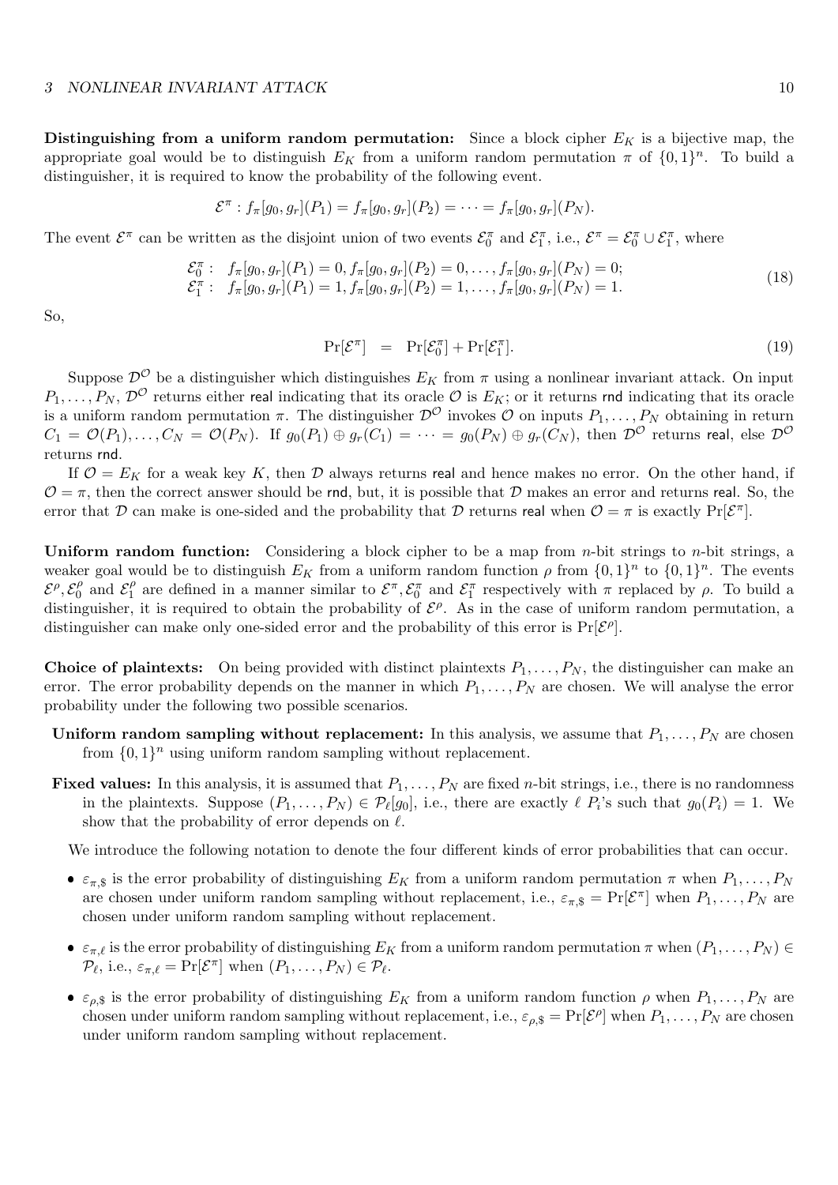**Distinguishing from a uniform random permutation:** Since a block cipher $E_K$ is a bijective map, the appropriate goal would be to distinguish $E_K$ from a uniform random permutation $\pi$ of $\{0,1\}^n$. To build a distinguisher, it is required to know the probability of the following event.

$$\mathcal{E}^{\pi} : f_{\pi}[g_0, g_r](P_1) = f_{\pi}[g_0, g_r](P_2) = \cdots = f_{\pi}[g_0, g_r](P_N).$$

The event $\mathcal{E}^{\pi}$ can be written as the disjoint union of two events $\mathcal{E}_0^{\pi}$ and $\mathcal{E}_1^{\pi}$, i.e., $\mathcal{E}^{\pi} = \mathcal{E}_0^{\pi} \cup \mathcal{E}_1^{\pi}$, where

$$\begin{array}{ll} \mathcal{E}_0^{\pi}: & f_{\pi}[g_0, g_r](P_1) = 0, f_{\pi}[g_0, g_r](P_2) = 0, \ldots, f_{\pi}[g_0, g_r](P_N) = 0; \\ \mathcal{E}_1^{\pi}: & f_{\pi}[g_0, g_r](P_1) = 1, f_{\pi}[g_0, g_r](P_2) = 1, \ldots, f_{\pi}[g_0, g_r](P_N) = 1. \end{array} \tag{18}$$

So,

$$\Pr[\mathcal{E}^{\pi}] = \Pr[\mathcal{E}_0^{\pi}] + \Pr[\mathcal{E}_1^{\pi}]. \tag{19}$$

Suppose $\mathcal{D}^{\mathcal{O}}$ be a distinguisher which distinguishes $E_K$ from $\pi$ using a nonlinear invariant attack. On input $P_1, \ldots, P_N$, $\mathcal{D}^{\mathcal{O}}$ returns either real indicating that its oracle $\mathcal{O}$ is $E_K$; or it returns rnd indicating that its oracle is a uniform random permutation $\pi$. The distinguisher $\mathcal{D}^{\mathcal{O}}$ invokes $\mathcal{O}$ on inputs $P_1, \ldots, P_N$ obtaining in return $C_1 = \mathcal{O}(P_1), \ldots, C_N = \mathcal{O}(P_N)$. If $g_0(P_1) \oplus g_r(C_1) = \cdots = g_0(P_N) \oplus g_r(C_N)$, then $\mathcal{D}^{\mathcal{O}}$ returns real, else $\mathcal{D}^{\mathcal{O}}$ returns rnd.

If $\mathcal{O} = E_K$ for a weak key $K$, then $\mathcal{D}$ always returns real and hence makes no error. On the other hand, if $\mathcal{O} = \pi$, then the correct answer should be rnd, but, it is possible that $\mathcal{D}$ makes an error and returns real. So, the error that $\mathcal{D}$ can make is one-sided and the probability that $\mathcal{D}$ returns real when $\mathcal{O} = \pi$ is exactly $\Pr[\mathcal{E}^{\pi}]$.

**Uniform random function:** Considering a block cipher to be a map from $n$-bit strings to $n$-bit strings, a weaker goal would be to distinguish $E_K$ from a uniform random function $\rho$ from $\{0,1\}^n$ to $\{0,1\}^n$. The events $\mathcal{E}^{\rho}, \mathcal{E}_0^{\rho}$ and $\mathcal{E}_1^{\rho}$ are defined in a manner similar to $\mathcal{E}^{\pi}, \mathcal{E}_0^{\pi}$ and $\mathcal{E}_1^{\pi}$ respectively with $\pi$ replaced by $\rho$. To build a distinguisher, it is required to obtain the probability of $\mathcal{E}^{\rho}$. As in the case of uniform random permutation, a distinguisher can make only one-sided error and the probability of this error is $\Pr[\mathcal{E}^{\rho}]$.

**Choice of plaintexts:** On being provided with distinct plaintexts $P_1, \ldots, P_N$, the distinguisher can make an error. The error probability depends on the manner in which $P_1, \ldots, P_N$ are chosen. We will analyse the error probability under the following two possible scenarios.

**Uniform random sampling without replacement:** In this analysis, we assume that $P_1, \ldots, P_N$ are chosen from $\{0,1\}^n$ using uniform random sampling without replacement.

**Fixed values:** In this analysis, it is assumed that $P_1, \ldots, P_N$ are fixed $n$-bit strings, i.e., there is no randomness in the plaintexts. Suppose $(P_1, \ldots, P_N) \in \mathcal{P}_{\ell}[g_0]$, i.e., there are exactly $\ell$ $P_i$'s such that $g_0(P_i) = 1$. We show that the probability of error depends on $\ell$.

We introduce the following notation to denote the four different kinds of error probabilities that can occur.

- $\varepsilon_{\pi,\$}$ is the error probability of distinguishing $E_K$ from a uniform random permutation $\pi$ when $P_1, \ldots, P_N$ are chosen under uniform random sampling without replacement, i.e., $\varepsilon_{\pi,\$} = \Pr[\mathcal{E}^{\pi}]$ when $P_1, \ldots, P_N$ are chosen under uniform random sampling without replacement.
- $\varepsilon_{\pi,\ell}$ is the error probability of distinguishing $E_K$ from a uniform random permutation $\pi$ when $(P_1, \ldots, P_N) \in \mathcal{P}_{\ell}$, i.e., $\varepsilon_{\pi,\ell} = \Pr[\mathcal{E}^{\pi}]$ when $(P_1, \ldots, P_N) \in \mathcal{P}_{\ell}$.
- $\varepsilon_{\rho,\$}$ is the error probability of distinguishing $E_K$ from a uniform random function $\rho$ when $P_1, \ldots, P_N$ are chosen under uniform random sampling without replacement, i.e., $\varepsilon_{\rho,\$} = \Pr[\mathcal{E}^{\rho}]$ when $P_1, \ldots, P_N$ are chosen under uniform random sampling without replacement.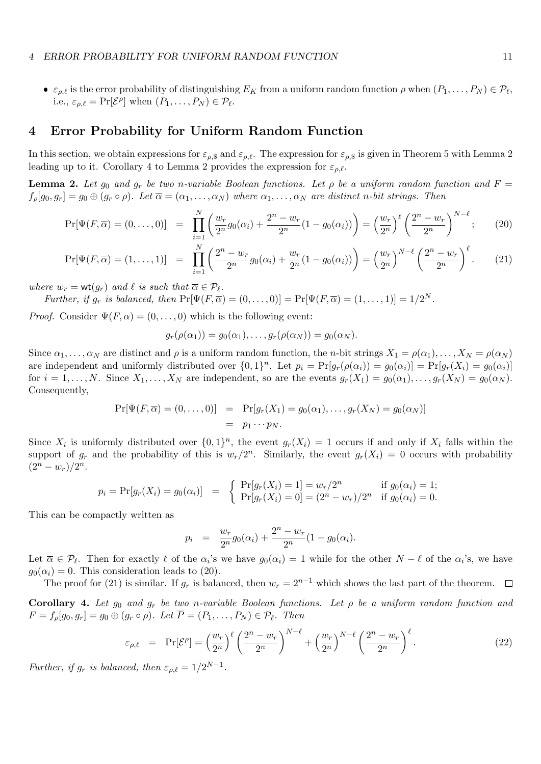- $\varepsilon_{\rho,\ell}$ is the error probability of distinguishing $E_K$ from a uniform random function $\rho$ when $(P_1, \ldots, P_N) \in \mathcal{P}_\ell$, i.e., $\varepsilon_{\rho,\ell} = \Pr[\mathcal{E}^\rho]$ when $(P_1, \ldots, P_N) \in \mathcal{P}_\ell$.

# 4 Error Probability for Uniform Random Function

In this section, we obtain expressions for $\varepsilon_{\rho,\$}$ and $\varepsilon_{\rho,\ell}$. The expression for $\varepsilon_{\rho,\$}$ is given in Theorem 5 with Lemma 2 leading up to it. Corollary 4 to Lemma 2 provides the expression for $\varepsilon_{\rho,\ell}$.

**Lemma 2.** *Let $g_0$ and $g_r$ be two $n$-variable Boolean functions. Let $\rho$ be a uniform random function and $F = f_\rho[g_0, g_r] = g_0 \oplus (g_r \circ \rho)$. Let $\overline{\alpha} = (\alpha_1, \ldots, \alpha_N)$ where $\alpha_1, \ldots, \alpha_N$ are distinct $n$-bit strings. Then*

$$\Pr[\Psi(F, \overline{\alpha}) = (0, \ldots, 0)] = \prod_{i=1}^{N} \left( \frac{w_r}{2^n} g_0(\alpha_i) + \frac{2^n - w_r}{2^n}(1 - g_0(\alpha_i)) \right) = \left(\frac{w_r}{2^n}\right)^{\ell} \left(\frac{2^n - w_r}{2^n}\right)^{N-\ell}; \tag{20}$$

$$\Pr[\Psi(F, \overline{\alpha}) = (1, \ldots, 1)] = \prod_{i=1}^{N} \left( \frac{2^n - w_r}{2^n} g_0(\alpha_i) + \frac{w_r}{2^n}(1 - g_0(\alpha_i)) \right) = \left(\frac{w_r}{2^n}\right)^{N-\ell} \left(\frac{2^n - w_r}{2^n}\right)^{\ell}. \tag{21}$$

*where $w_r = \mathsf{wt}(g_r)$ and $\ell$ is such that $\overline{\alpha} \in \mathcal{P}_\ell$.*

*Further, if $g_r$ is balanced, then $\Pr[\Psi(F, \overline{\alpha}) = (0, \ldots, 0)] = \Pr[\Psi(F, \overline{\alpha}) = (1, \ldots, 1)] = 1/2^N$.*

*Proof.* Consider $\Psi(F, \overline{\alpha}) = (0, \ldots, 0)$ which is the following event:

$$g_r(\rho(\alpha_1)) = g_0(\alpha_1), \ldots, g_r(\rho(\alpha_N)) = g_0(\alpha_N).$$

Since $\alpha_1, \ldots, \alpha_N$ are distinct and $\rho$ is a uniform random function, the $n$-bit strings $X_1 = \rho(\alpha_1), \ldots, X_N = \rho(\alpha_N)$ are independent and uniformly distributed over $\{0,1\}^n$. Let $p_i = \Pr[g_r(\rho(\alpha_i)) = g_0(\alpha_i)] = \Pr[g_r(X_i) = g_0(\alpha_i)]$ for $i = 1, \ldots, N$. Since $X_1, \ldots, X_N$ are independent, so are the events $g_r(X_1) = g_0(\alpha_1), \ldots, g_r(X_N) = g_0(\alpha_N)$. Consequently,

$$\begin{aligned}
\Pr[\Psi(F, \overline{\alpha}) = (0, \ldots, 0)] &= \Pr[g_r(X_1) = g_0(\alpha_1), \ldots, g_r(X_N) = g_0(\alpha_N)] \\
&= p_1 \cdots p_N.
\end{aligned}$$

Since $X_i$ is uniformly distributed over $\{0,1\}^n$, the event $g_r(X_i) = 1$ occurs if and only if $X_i$ falls within the support of $g_r$ and the probability of this is $w_r/2^n$. Similarly, the event $g_r(X_i) = 0$ occurs with probability $(2^n - w_r)/2^n$.

$$p_i = \Pr[g_r(X_i) = g_0(\alpha_i)] = \begin{cases} \Pr[g_r(X_i) = 1] = w_r/2^n & \text{if } g_0(\alpha_i) = 1; \\ \Pr[g_r(X_i) = 0] = (2^n - w_r)/2^n & \text{if } g_0(\alpha_i) = 0. \end{cases}$$

This can be compactly written as

$$p_i = \frac{w_r}{2^n} g_0(\alpha_i) + \frac{2^n - w_r}{2^n}(1 - g_0(\alpha_i)).$$

Let $\overline{\alpha} \in \mathcal{P}_\ell$. Then for exactly $\ell$ of the $\alpha_i$'s we have $g_0(\alpha_i) = 1$ while for the other $N - \ell$ of the $\alpha_i$'s, we have $g_0(\alpha_i) = 0$. This consideration leads to (20).

The proof for (21) is similar. If $g_r$ is balanced, then $w_r = 2^{n-1}$ which shows the last part of the theorem. $\square$

**Corollary 4.** *Let $g_0$ and $g_r$ be two $n$-variable Boolean functions. Let $\rho$ be a uniform random function and $F = f_\rho[g_0, g_r] = g_0 \oplus (g_r \circ \rho)$. Let $\overline{P} = (P_1, \ldots, P_N) \in \mathcal{P}_\ell$. Then*

$$\varepsilon_{\rho,\ell} = \Pr[\mathcal{E}^\rho] = \left(\frac{w_r}{2^n}\right)^{\ell} \left(\frac{2^n - w_r}{2^n}\right)^{N-\ell} + \left(\frac{w_r}{2^n}\right)^{N-\ell} \left(\frac{2^n - w_r}{2^n}\right)^{\ell}. \tag{22}$$

*Further, if $g_r$ is balanced, then $\varepsilon_{\rho,\ell} = 1/2^{N-1}$.*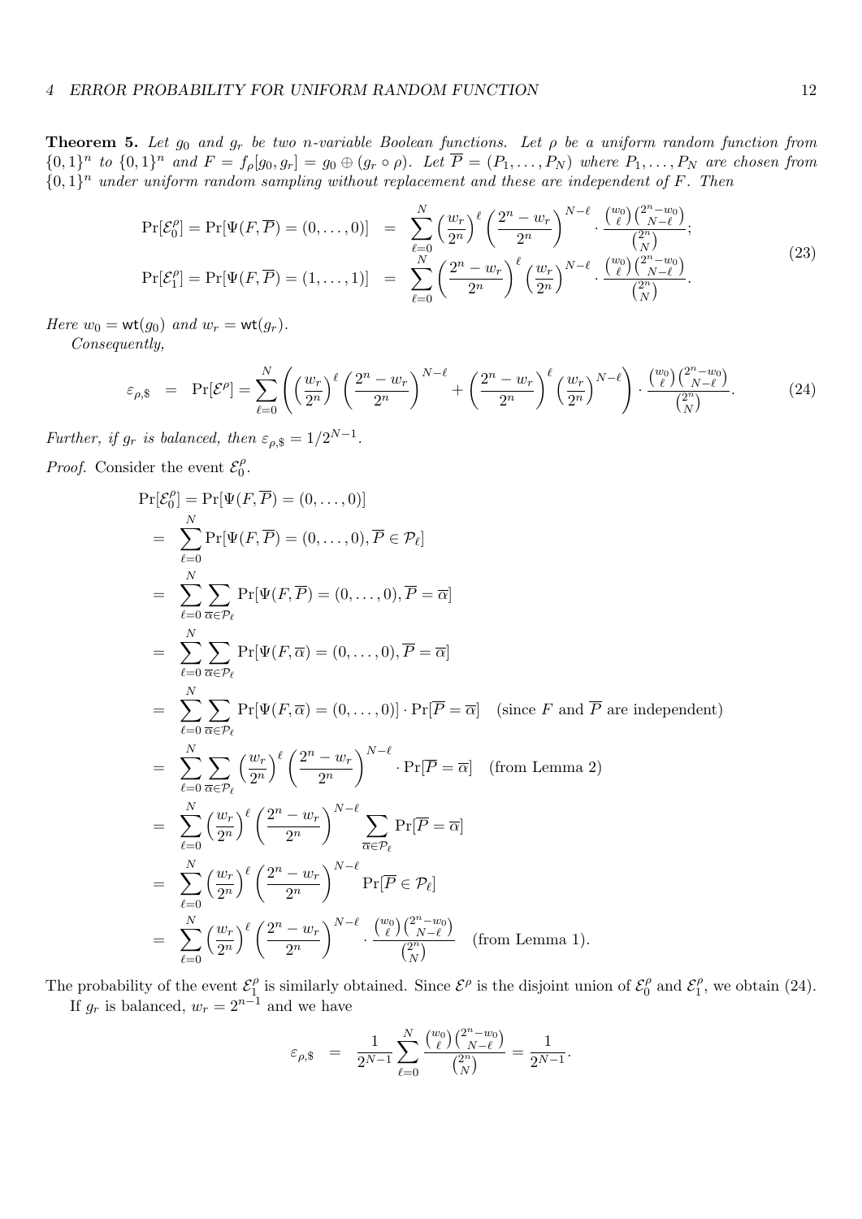**Theorem 5.** *Let $g_0$ and $g_r$ be two $n$-variable Boolean functions. Let $\rho$ be a uniform random function from $\{0,1\}^n$ to $\{0,1\}^n$ and $F = f_\rho[g_0, g_r] = g_0 \oplus (g_r \circ \rho)$. Let $\overline{P} = (P_1, \ldots, P_N)$ where $P_1, \ldots, P_N$ are chosen from $\{0,1\}^n$ under uniform random sampling without replacement and these are independent of $F$. Then*

$$
\begin{aligned}
\Pr[\mathcal{E}_0^\rho] = \Pr[\Psi(F, \overline{P}) = (0, \ldots, 0)] &= \sum_{\ell=0}^{N} \left(\frac{w_r}{2^n}\right)^\ell \left(\frac{2^n - w_r}{2^n}\right)^{N-\ell} \cdot \frac{\binom{w_0}{\ell}\binom{2^n - w_0}{N-\ell}}{\binom{2^n}{N}}; \\
\Pr[\mathcal{E}_1^\rho] = \Pr[\Psi(F, \overline{P}) = (1, \ldots, 1)] &= \sum_{\ell=0}^{N} \left(\frac{2^n - w_r}{2^n}\right)^\ell \left(\frac{w_r}{2^n}\right)^{N-\ell} \cdot \frac{\binom{w_0}{\ell}\binom{2^n - w_0}{N-\ell}}{\binom{2^n}{N}}.
\end{aligned}
\tag{23}
$$

*Here $w_0 = \mathsf{wt}(g_0)$ and $w_r = \mathsf{wt}(g_r)$.*

*Consequently,*

$$
\varepsilon_{\rho,\$} = \Pr[\mathcal{E}^\rho] = \sum_{\ell=0}^{N} \left( \left(\frac{w_r}{2^n}\right)^\ell \left(\frac{2^n - w_r}{2^n}\right)^{N-\ell} + \left(\frac{2^n - w_r}{2^n}\right)^\ell \left(\frac{w_r}{2^n}\right)^{N-\ell} \right) \cdot \frac{\binom{w_0}{\ell}\binom{2^n - w_0}{N-\ell}}{\binom{2^n}{N}}. \tag{24}
$$

*Further, if $g_r$ is balanced, then $\varepsilon_{\rho,\$} = 1/2^{N-1}$.*

*Proof.* Consider the event $\mathcal{E}_0^\rho$.

$$
\begin{aligned}
&\Pr[\mathcal{E}_0^\rho] = \Pr[\Psi(F, \overline{P}) = (0, \ldots, 0)] \\
&= \sum_{\ell=0}^{N} \Pr[\Psi(F, \overline{P}) = (0, \ldots, 0), \overline{P} \in \mathcal{P}_\ell] \\
&= \sum_{\ell=0}^{N} \sum_{\overline{\alpha} \in \mathcal{P}_\ell} \Pr[\Psi(F, \overline{P}) = (0, \ldots, 0), \overline{P} = \overline{\alpha}] \\
&= \sum_{\ell=0}^{N} \sum_{\overline{\alpha} \in \mathcal{P}_\ell} \Pr[\Psi(F, \overline{\alpha}) = (0, \ldots, 0), \overline{P} = \overline{\alpha}] \\
&= \sum_{\ell=0}^{N} \sum_{\overline{\alpha} \in \mathcal{P}_\ell} \Pr[\Psi(F, \overline{\alpha}) = (0, \ldots, 0)] \cdot \Pr[\overline{P} = \overline{\alpha}] \quad \text{(since } F \text{ and } \overline{P} \text{ are independent)} \\
&= \sum_{\ell=0}^{N} \sum_{\overline{\alpha} \in \mathcal{P}_\ell} \left(\frac{w_r}{2^n}\right)^\ell \left(\frac{2^n - w_r}{2^n}\right)^{N-\ell} \cdot \Pr[\overline{P} = \overline{\alpha}] \quad \text{(from Lemma 2)} \\
&= \sum_{\ell=0}^{N} \left(\frac{w_r}{2^n}\right)^\ell \left(\frac{2^n - w_r}{2^n}\right)^{N-\ell} \sum_{\overline{\alpha} \in \mathcal{P}_\ell} \Pr[\overline{P} = \overline{\alpha}] \\
&= \sum_{\ell=0}^{N} \left(\frac{w_r}{2^n}\right)^\ell \left(\frac{2^n - w_r}{2^n}\right)^{N-\ell} \Pr[\overline{P} \in \mathcal{P}_\ell] \\
&= \sum_{\ell=0}^{N} \left(\frac{w_r}{2^n}\right)^\ell \left(\frac{2^n - w_r}{2^n}\right)^{N-\ell} \cdot \frac{\binom{w_0}{\ell}\binom{2^n - w_0}{N-\ell}}{\binom{2^n}{N}} \quad \text{(from Lemma 1).}
\end{aligned}
$$

The probability of the event $\mathcal{E}_1^\rho$ is similarly obtained. Since $\mathcal{E}^\rho$ is the disjoint union of $\mathcal{E}_0^\rho$ and $\mathcal{E}_1^\rho$, we obtain (24).

If $g_r$ is balanced, $w_r = 2^{n-1}$ and we have

$$
\varepsilon_{\rho,\$} = \frac{1}{2^{N-1}} \sum_{\ell=0}^{N} \frac{\binom{w_0}{\ell}\binom{2^n - w_0}{N-\ell}}{\binom{2^n}{N}} = \frac{1}{2^{N-1}}.
$$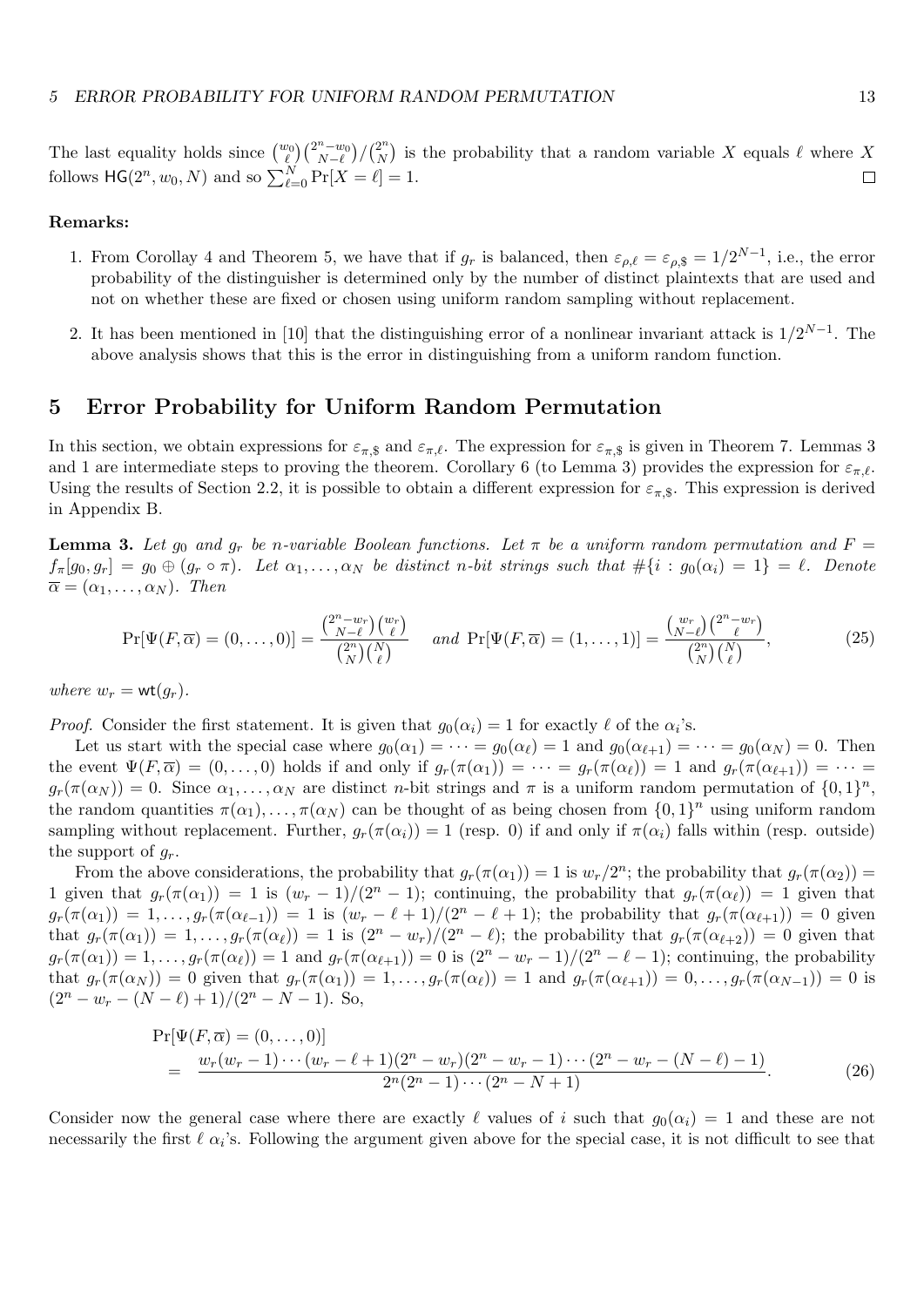The last equality holds since $\binom{w_0}{\ell}\binom{2^n-w_0}{N-\ell}/\binom{2^n}{N}$ is the probability that a random variable $X$ equals $\ell$ where $X$ follows $\mathsf{HG}(2^n, w_0, N)$ and so $\sum_{\ell=0}^{N} \Pr[X = \ell] = 1$. $\square$

**Remarks:**

1. From Corollay 4 and Theorem 5, we have that if $g_r$ is balanced, then $\varepsilon_{\rho,\ell} = \varepsilon_{\rho,\$} = 1/2^{N-1}$, i.e., the error probability of the distinguisher is determined only by the number of distinct plaintexts that are used and not on whether these are fixed or chosen using uniform random sampling without replacement.
2. It has been mentioned in [10] that the distinguishing error of a nonlinear invariant attack is $1/2^{N-1}$. The above analysis shows that this is the error in distinguishing from a uniform random function.

## 5 Error Probability for Uniform Random Permutation

In this section, we obtain expressions for $\varepsilon_{\pi,\$}$ and $\varepsilon_{\pi,\ell}$. The expression for $\varepsilon_{\pi,\$}$ is given in Theorem 7. Lemmas 3 and 1 are intermediate steps to proving the theorem. Corollary 6 (to Lemma 3) provides the expression for $\varepsilon_{\pi,\ell}$. Using the results of Section 2.2, it is possible to obtain a different expression for $\varepsilon_{\pi,\$}$. This expression is derived in Appendix B.

**Lemma 3.** *Let $g_0$ and $g_r$ be $n$-variable Boolean functions. Let $\pi$ be a uniform random permutation and $F = f_\pi[g_0, g_r] = g_0 \oplus (g_r \circ \pi)$. Let $\alpha_1, \ldots, \alpha_N$ be distinct $n$-bit strings such that $\#\{i : g_0(\alpha_i) = 1\} = \ell$. Denote $\overline{\alpha} = (\alpha_1, \ldots, \alpha_N)$. Then*

$$\Pr[\Psi(F, \overline{\alpha}) = (0, \ldots, 0)] = \frac{\binom{2^n - w_r}{N-\ell}\binom{w_r}{\ell}}{\binom{2^n}{N}\binom{N}{\ell}} \quad \text{and} \quad \Pr[\Psi(F, \overline{\alpha}) = (1, \ldots, 1)] = \frac{\binom{w_r}{N-\ell}\binom{2^n - w_r}{\ell}}{\binom{2^n}{N}\binom{N}{\ell}}, \tag{25}$$

*where $w_r = \mathsf{wt}(g_r)$.*

*Proof.* Consider the first statement. It is given that $g_0(\alpha_i) = 1$ for exactly $\ell$ of the $\alpha_i$'s.

Let us start with the special case where $g_0(\alpha_1) = \cdots = g_0(\alpha_\ell) = 1$ and $g_0(\alpha_{\ell+1}) = \cdots = g_0(\alpha_N) = 0$. Then the event $\Psi(F, \overline{\alpha}) = (0, \ldots, 0)$ holds if and only if $g_r(\pi(\alpha_1)) = \cdots = g_r(\pi(\alpha_\ell)) = 1$ and $g_r(\pi(\alpha_{\ell+1})) = \cdots = g_r(\pi(\alpha_N)) = 0$. Since $\alpha_1, \ldots, \alpha_N$ are distinct $n$-bit strings and $\pi$ is a uniform random permutation of $\{0,1\}^n$, the random quantities $\pi(\alpha_1), \ldots, \pi(\alpha_N)$ can be thought of as being chosen from $\{0,1\}^n$ using uniform random sampling without replacement. Further, $g_r(\pi(\alpha_i)) = 1$ (resp. 0) if and only if $\pi(\alpha_i)$ falls within (resp. outside) the support of $g_r$.

From the above considerations, the probability that $g_r(\pi(\alpha_1)) = 1$ is $w_r/2^n$; the probability that $g_r(\pi(\alpha_2)) = 1$ given that $g_r(\pi(\alpha_1)) = 1$ is $(w_r - 1)/(2^n - 1)$; continuing, the probability that $g_r(\pi(\alpha_\ell)) = 1$ given that $g_r(\pi(\alpha_1)) = 1, \ldots, g_r(\pi(\alpha_{\ell-1})) = 1$ is $(w_r - \ell + 1)/(2^n - \ell + 1)$; the probability that $g_r(\pi(\alpha_{\ell+1})) = 0$ given that $g_r(\pi(\alpha_1)) = 1, \ldots, g_r(\pi(\alpha_\ell)) = 1$ is $(2^n - w_r)/(2^n - \ell)$; the probability that $g_r(\pi(\alpha_{\ell+2})) = 0$ given that $g_r(\pi(\alpha_1)) = 1, \ldots, g_r(\pi(\alpha_\ell)) = 1$ and $g_r(\pi(\alpha_{\ell+1})) = 0$ is $(2^n - w_r - 1)/(2^n - \ell - 1)$; continuing, the probability that $g_r(\pi(\alpha_N)) = 0$ given that $g_r(\pi(\alpha_1)) = 1, \ldots, g_r(\pi(\alpha_\ell)) = 1$ and $g_r(\pi(\alpha_{\ell+1})) = 0, \ldots, g_r(\pi(\alpha_{N-1})) = 0$ is $(2^n - w_r - (N - \ell) + 1)/(2^n - N - 1)$. So,

$$\begin{aligned}
&\Pr[\Psi(F, \overline{\alpha}) = (0, \ldots, 0)] \\
&= \frac{w_r(w_r - 1)\cdots(w_r - \ell + 1)(2^n - w_r)(2^n - w_r - 1)\cdots(2^n - w_r - (N - \ell) - 1)}{2^n(2^n - 1)\cdots(2^n - N + 1)}.
\end{aligned} \tag{26}$$

Consider now the general case where there are exactly $\ell$ values of $i$ such that $g_0(\alpha_i) = 1$ and these are not necessarily the first $\ell$ $\alpha_i$'s. Following the argument given above for the special case, it is not difficult to see that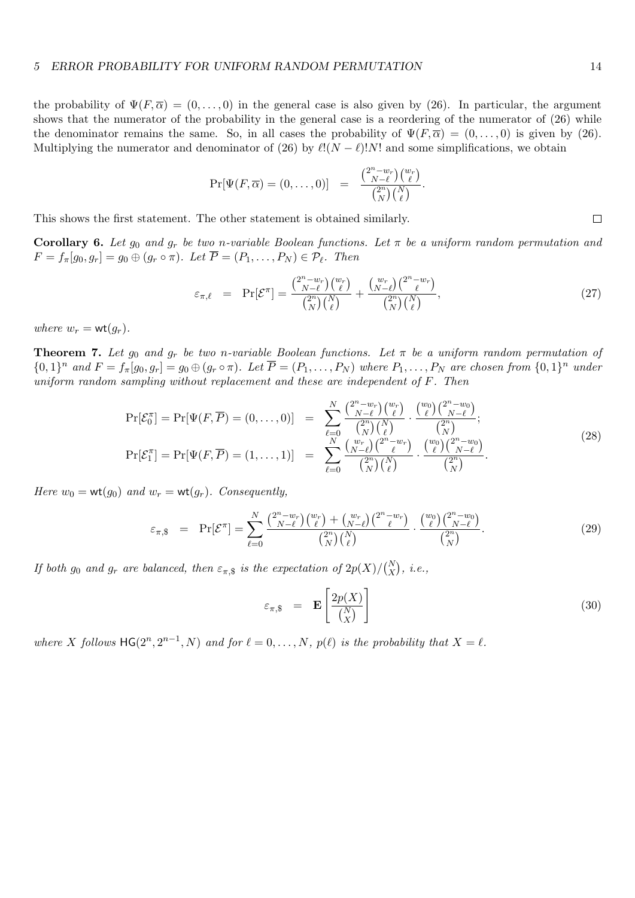the probability of $\Psi(F, \overline{\alpha}) = (0, \ldots, 0)$ in the general case is also given by (26). In particular, the argument shows that the numerator of the probability in the general case is a reordering of the numerator of (26) while the denominator remains the same. So, in all cases the probability of $\Psi(F, \overline{\alpha}) = (0, \ldots, 0)$ is given by (26). Multiplying the numerator and denominator of (26) by $\ell!(N-\ell)!N!$ and some simplifications, we obtain

$$\Pr[\Psi(F, \overline{\alpha}) = (0, \ldots, 0)] \quad = \quad \frac{\binom{2^n - w_r}{N-\ell}\binom{w_r}{\ell}}{\binom{2^n}{N}\binom{N}{\ell}}.$$

This shows the first statement. The other statement is obtained similarly. $\square$

**Corollary 6.** *Let $g_0$ and $g_r$ be two $n$-variable Boolean functions. Let $\pi$ be a uniform random permutation and $F = f_\pi[g_0, g_r] = g_0 \oplus (g_r \circ \pi)$. Let $\overline{P} = (P_1, \ldots, P_N) \in \mathcal{P}_\ell$. Then*

$$\varepsilon_{\pi,\ell} \quad = \quad \Pr[\mathcal{E}^\pi] = \frac{\binom{2^n - w_r}{N-\ell}\binom{w_r}{\ell}}{\binom{2^n}{N}\binom{N}{\ell}} + \frac{\binom{w_r}{N-\ell}\binom{2^n - w_r}{\ell}}{\binom{2^n}{N}\binom{N}{\ell}}, \tag{27}$$

*where $w_r = \mathsf{wt}(g_r)$.*

**Theorem 7.** *Let $g_0$ and $g_r$ be two $n$-variable Boolean functions. Let $\pi$ be a uniform random permutation of $\{0,1\}^n$ and $F = f_\pi[g_0, g_r] = g_0 \oplus (g_r \circ \pi)$. Let $\overline{P} = (P_1, \ldots, P_N)$ where $P_1, \ldots, P_N$ are chosen from $\{0,1\}^n$ under uniform random sampling without replacement and these are independent of $F$. Then*

$$\begin{aligned}
\Pr[\mathcal{E}_0^\pi] = \Pr[\Psi(F, \overline{P}) = (0, \ldots, 0)] &= \sum_{\ell=0}^{N} \frac{\binom{2^n - w_r}{N-\ell}\binom{w_r}{\ell}}{\binom{2^n}{N}\binom{N}{\ell}} \cdot \frac{\binom{w_0}{\ell}\binom{2^n - w_0}{N-\ell}}{\binom{2^n}{N}}; \\
\Pr[\mathcal{E}_1^\pi] = \Pr[\Psi(F, \overline{P}) = (1, \ldots, 1)] &= \sum_{\ell=0}^{N} \frac{\binom{w_r}{N-\ell}\binom{2^n - w_r}{\ell}}{\binom{2^n}{N}\binom{N}{\ell}} \cdot \frac{\binom{w_0}{\ell}\binom{2^n - w_0}{N-\ell}}{\binom{2^n}{N}}.
\end{aligned} \tag{28}$$

*Here $w_0 = \mathsf{wt}(g_0)$ and $w_r = \mathsf{wt}(g_r)$. Consequently,*

$$\varepsilon_{\pi,\$} \quad = \quad \Pr[\mathcal{E}^\pi] = \sum_{\ell=0}^{N} \frac{\binom{2^n - w_r}{N-\ell}\binom{w_r}{\ell} + \binom{w_r}{N-\ell}\binom{2^n - w_r}{\ell}}{\binom{2^n}{N}\binom{N}{\ell}} \cdot \frac{\binom{w_0}{\ell}\binom{2^n - w_0}{N-\ell}}{\binom{2^n}{N}}. \tag{29}$$

*If both $g_0$ and $g_r$ are balanced, then $\varepsilon_{\pi,\$}$ is the expectation of $2p(X)/\binom{N}{X}$, i.e.,*

$$\varepsilon_{\pi,\$} \quad = \quad \mathbf{E}\left[\frac{2p(X)}{\binom{N}{X}}\right] \tag{30}$$

*where $X$ follows $\mathsf{HG}(2^n, 2^{n-1}, N)$ and for $\ell = 0, \ldots, N$, $p(\ell)$ is the probability that $X = \ell$.*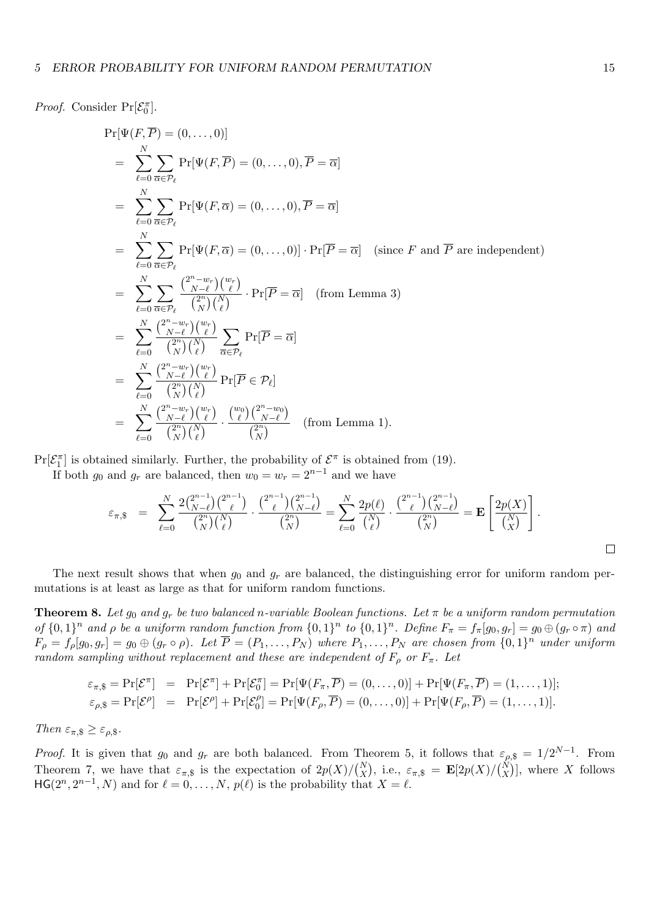*Proof.* Consider $\Pr[\mathcal{E}_0^\pi]$.

$$
\begin{aligned}
&\Pr[\Psi(F,\overline{P}) = (0,\ldots,0)] \\
&= \sum_{\ell=0}^{N} \sum_{\overline{\alpha}\in\mathcal{P}_\ell} \Pr[\Psi(F,\overline{P}) = (0,\ldots,0), \overline{P} = \overline{\alpha}] \\
&= \sum_{\ell=0}^{N} \sum_{\overline{\alpha}\in\mathcal{P}_\ell} \Pr[\Psi(F,\overline{\alpha}) = (0,\ldots,0), \overline{P} = \overline{\alpha}] \\
&= \sum_{\ell=0}^{N} \sum_{\overline{\alpha}\in\mathcal{P}_\ell} \Pr[\Psi(F,\overline{\alpha}) = (0,\ldots,0)] \cdot \Pr[\overline{P} = \overline{\alpha}] \quad \text{(since } F \text{ and } \overline{P} \text{ are independent)} \\
&= \sum_{\ell=0}^{N} \sum_{\overline{\alpha}\in\mathcal{P}_\ell} \frac{\binom{2^n-w_r}{N-\ell}\binom{w_r}{\ell}}{\binom{2^n}{N}\binom{N}{\ell}} \cdot \Pr[\overline{P} = \overline{\alpha}] \quad \text{(from Lemma 3)} \\
&= \sum_{\ell=0}^{N} \frac{\binom{2^n-w_r}{N-\ell}\binom{w_r}{\ell}}{\binom{2^n}{N}\binom{N}{\ell}} \sum_{\overline{\alpha}\in\mathcal{P}_\ell} \Pr[\overline{P} = \overline{\alpha}] \\
&= \sum_{\ell=0}^{N} \frac{\binom{2^n-w_r}{N-\ell}\binom{w_r}{\ell}}{\binom{2^n}{N}\binom{N}{\ell}} \Pr[\overline{P} \in \mathcal{P}_\ell] \\
&= \sum_{\ell=0}^{N} \frac{\binom{2^n-w_r}{N-\ell}\binom{w_r}{\ell}}{\binom{2^n}{N}\binom{N}{\ell}} \cdot \frac{\binom{w_0}{\ell}\binom{2^n-w_0}{N-\ell}}{\binom{2^n}{N}} \quad \text{(from Lemma 1).}
\end{aligned}
$$

$\Pr[\mathcal{E}_1^\pi]$ is obtained similarly. Further, the probability of $\mathcal{E}^\pi$ is obtained from (19).

If both $g_0$ and $g_r$ are balanced, then $w_0 = w_r = 2^{n-1}$ and we have

$$
\varepsilon_{\pi,\$} = \sum_{\ell=0}^{N} \frac{2\binom{2^{n-1}}{N-\ell}\binom{2^{n-1}}{\ell}}{\binom{2^n}{N}\binom{N}{\ell}} \cdot \frac{\binom{2^{n-1}}{\ell}\binom{2^{n-1}}{N-\ell}}{\binom{2^n}{N}} = \sum_{\ell=0}^{N} \frac{2p(\ell)}{\binom{N}{\ell}} \cdot \frac{\binom{2^{n-1}}{\ell}\binom{2^{n-1}}{N-\ell}}{\binom{2^n}{N}} = \mathbf{E}\left[\frac{2p(X)}{\binom{N}{X}}\right].
$$

□

The next result shows that when $g_0$ and $g_r$ are balanced, the distinguishing error for uniform random permutations is at least as large as that for uniform random functions.

**Theorem 8.** *Let $g_0$ and $g_r$ be two balanced $n$-variable Boolean functions. Let $\pi$ be a uniform random permutation of $\{0,1\}^n$ and $\rho$ be a uniform random function from $\{0,1\}^n$ to $\{0,1\}^n$. Define $F_\pi = f_\pi[g_0, g_r] = g_0 \oplus (g_r \circ \pi)$ and $F_\rho = f_\rho[g_0, g_r] = g_0 \oplus (g_r \circ \rho)$. Let $\overline{P} = (P_1, \ldots, P_N)$ where $P_1, \ldots, P_N$ are chosen from $\{0,1\}^n$ under uniform random sampling without replacement and these are independent of $F_\rho$ or $F_\pi$. Let*

$$
\begin{aligned}
\varepsilon_{\pi,\$} = \Pr[\mathcal{E}^\pi] &= \Pr[\mathcal{E}^\pi] + \Pr[\mathcal{E}_0^\pi] = \Pr[\Psi(F_\pi,\overline{P}) = (0,\ldots,0)] + \Pr[\Psi(F_\pi,\overline{P}) = (1,\ldots,1)]; \\
\varepsilon_{\rho,\$} = \Pr[\mathcal{E}^\rho] &= \Pr[\mathcal{E}^\rho] + \Pr[\mathcal{E}_0^\rho] = \Pr[\Psi(F_\rho,\overline{P}) = (0,\ldots,0)] + \Pr[\Psi(F_\rho,\overline{P}) = (1,\ldots,1)].
\end{aligned}
$$

*Then $\varepsilon_{\pi,\$} \geq \varepsilon_{\rho,\$}$.*

*Proof.* It is given that $g_0$ and $g_r$ are both balanced. From Theorem 5, it follows that $\varepsilon_{\rho,\$} = 1/2^{N-1}$. From Theorem 7, we have that $\varepsilon_{\pi,\$}$ is the expectation of $2p(X)/\binom{N}{X}$, i.e., $\varepsilon_{\pi,\$} = \mathbf{E}[2p(X)/\binom{N}{X}]$, where $X$ follows $\mathsf{HG}(2^n, 2^{n-1}, N)$ and for $\ell = 0, \ldots, N$, $p(\ell)$ is the probability that $X = \ell$.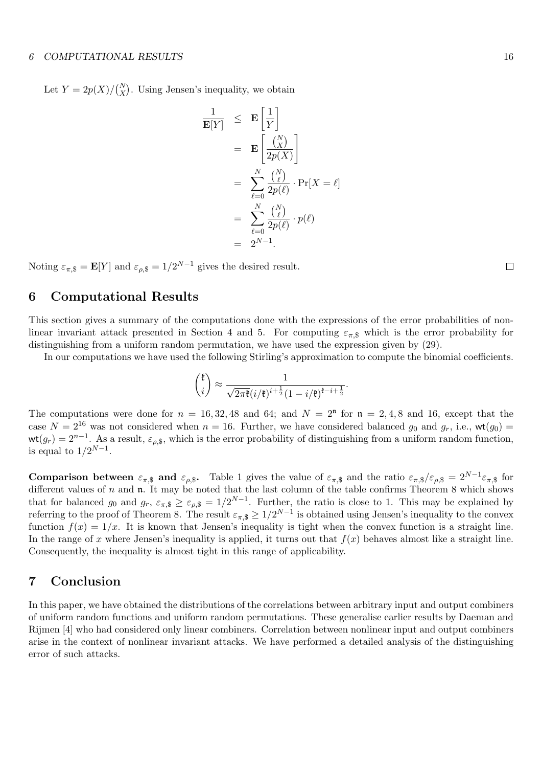Let $Y = 2p(X)/\binom{N}{X}$. Using Jensen's inequality, we obtain

$$
\begin{aligned}
\frac{1}{\mathbf{E}[Y]} &\leq \mathbf{E}\left[\frac{1}{Y}\right] \\
&= \mathbf{E}\left[\frac{\binom{N}{X}}{2p(X)}\right] \\
&= \sum_{\ell=0}^{N} \frac{\binom{N}{\ell}}{2p(\ell)} \cdot \Pr[X = \ell] \\
&= \sum_{\ell=0}^{N} \frac{\binom{N}{\ell}}{2p(\ell)} \cdot p(\ell) \\
&= 2^{N-1}.
\end{aligned}
$$

Noting $\varepsilon_{\pi,\$} = \mathbf{E}[Y]$ and $\varepsilon_{\rho,\$} = 1/2^{N-1}$ gives the desired result. ☐

## 6 Computational Results

This section gives a summary of the computations done with the expressions of the error probabilities of non-linear invariant attack presented in Section 4 and 5. For computing $\varepsilon_{\pi,\$}$ which is the error probability for distinguishing from a uniform random permutation, we have used the expression given by (29).

In our computations we have used the following Stirling's approximation to compute the binomial coefficients.

$$
\binom{\mathfrak{k}}{i} \approx \frac{1}{\sqrt{2\pi\mathfrak{k}}(i/\mathfrak{k})^{i+\frac{1}{2}}(1-i/\mathfrak{k})^{\mathfrak{k}-i+\frac{1}{2}}}.
$$

The computations were done for $n = 16, 32, 48$ and $64$; and $N = 2^{\mathfrak{n}}$ for $\mathfrak{n} = 2, 4, 8$ and $16$, except that the case $N = 2^{16}$ was not considered when $n = 16$. Further, we have considered balanced $g_0$ and $g_r$, i.e., $\mathsf{wt}(g_0) = \mathsf{wt}(g_r) = 2^{n-1}$. As a result, $\varepsilon_{\rho,\$}$, which is the error probability of distinguishing from a uniform random function, is equal to $1/2^{N-1}$.

**Comparison between $\varepsilon_{\pi,\$}$ and $\varepsilon_{\rho,\$}$.** Table 1 gives the value of $\varepsilon_{\pi,\$}$ and the ratio $\varepsilon_{\pi,\$}/\varepsilon_{\rho,\$} = 2^{N-1}\varepsilon_{\pi,\$}$ for different values of $n$ and $\mathfrak{n}$. It may be noted that the last column of the table confirms Theorem 8 which shows that for balanced $g_0$ and $g_r$, $\varepsilon_{\pi,\$} \geq \varepsilon_{\rho,\$} = 1/2^{N-1}$. Further, the ratio is close to 1. This may be explained by referring to the proof of Theorem 8. The result $\varepsilon_{\pi,\$} \geq 1/2^{N-1}$ is obtained using Jensen's inequality to the convex function $f(x) = 1/x$. It is known that Jensen's inequality is tight when the convex function is a straight line. In the range of $x$ where Jensen's inequality is applied, it turns out that $f(x)$ behaves almost like a straight line. Consequently, the inequality is almost tight in this range of applicability.

## 7 Conclusion

In this paper, we have obtained the distributions of the correlations between arbitrary input and output combiners of uniform random functions and uniform random permutations. These generalise earlier results by Daeman and Rijmen [4] who had considered only linear combiners. Correlation between nonlinear input and output combiners arise in the context of nonlinear invariant attacks. We have performed a detailed analysis of the distinguishing error of such attacks.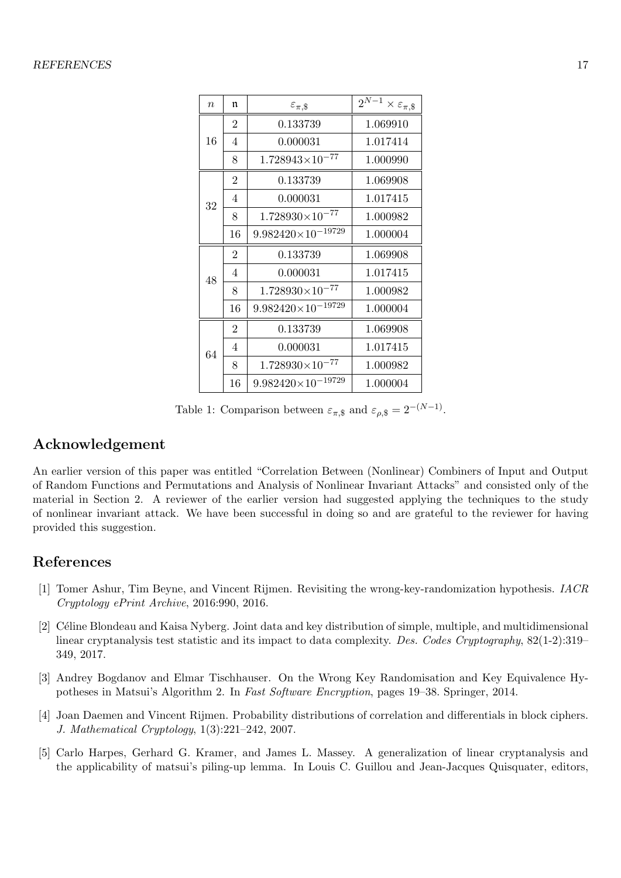| $n$ | $\mathfrak{n}$ | $\varepsilon_{\pi,\$}$ | $2^{N-1} \times \varepsilon_{\pi,\$}$ |
|---|---|---|---|
| 16 | 2 | 0.133739 | 1.069910 |
| | 4 | 0.000031 | 1.017414 |
| | 8 | $1.728943 \times 10^{-77}$ | 1.000990 |
| 32 | 2 | 0.133739 | 1.069908 |
| | 4 | 0.000031 | 1.017415 |
| | 8 | $1.728930 \times 10^{-77}$ | 1.000982 |
| | 16 | $9.982420 \times 10^{-19729}$ | 1.000004 |
| 48 | 2 | 0.133739 | 1.069908 |
| | 4 | 0.000031 | 1.017415 |
| | 8 | $1.728930 \times 10^{-77}$ | 1.000982 |
| | 16 | $9.982420 \times 10^{-19729}$ | 1.000004 |
| 64 | 2 | 0.133739 | 1.069908 |
| | 4 | 0.000031 | 1.017415 |
| | 8 | $1.728930 \times 10^{-77}$ | 1.000982 |
| | 16 | $9.982420 \times 10^{-19729}$ | 1.000004 |

Table 1: Comparison between $\varepsilon_{\pi,\$}$ and $\varepsilon_{\rho,\$} = 2^{-(N-1)}$.

## Acknowledgement

An earlier version of this paper was entitled "Correlation Between (Nonlinear) Combiners of Input and Output of Random Functions and Permutations and Analysis of Nonlinear Invariant Attacks" and consisted only of the material in Section 2. A reviewer of the earlier version had suggested applying the techniques to the study of nonlinear invariant attack. We have been successful in doing so and are grateful to the reviewer for having provided this suggestion.

## References

[1] Tomer Ashur, Tim Beyne, and Vincent Rijmen. Revisiting the wrong-key-randomization hypothesis. *IACR Cryptology ePrint Archive*, 2016:990, 2016.

[2] Céline Blondeau and Kaisa Nyberg. Joint data and key distribution of simple, multiple, and multidimensional linear cryptanalysis test statistic and its impact to data complexity. *Des. Codes Cryptography*, 82(1-2):319–349, 2017.

[3] Andrey Bogdanov and Elmar Tischhauser. On the Wrong Key Randomisation and Key Equivalence Hypotheses in Matsui's Algorithm 2. In *Fast Software Encryption*, pages 19–38. Springer, 2014.

[4] Joan Daemen and Vincent Rijmen. Probability distributions of correlation and differentials in block ciphers. *J. Mathematical Cryptology*, 1(3):221–242, 2007.

[5] Carlo Harpes, Gerhard G. Kramer, and James L. Massey. A generalization of linear cryptanalysis and the applicability of matsui's piling-up lemma. In Louis C. Guillou and Jean-Jacques Quisquater, editors,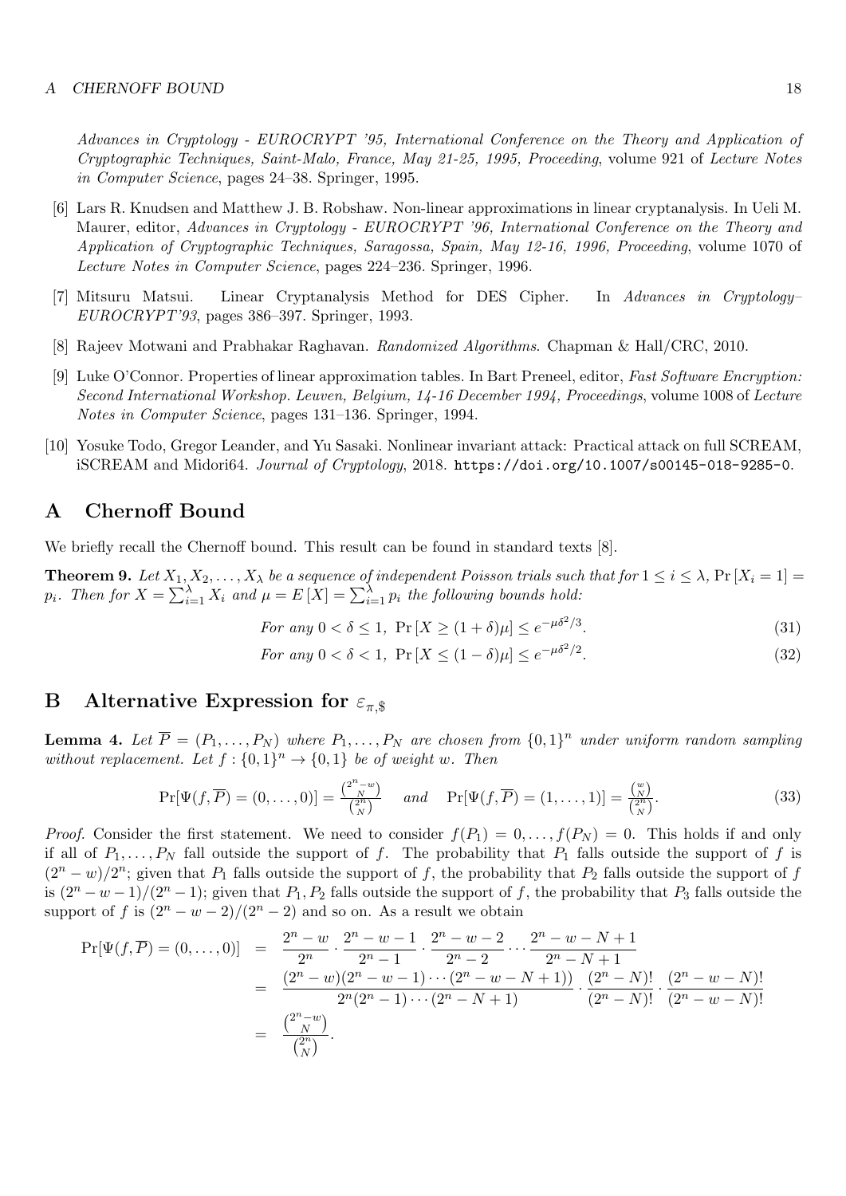*Advances in Cryptology - EUROCRYPT '95, International Conference on the Theory and Application of Cryptographic Techniques, Saint-Malo, France, May 21-25, 1995, Proceeding*, volume 921 of *Lecture Notes in Computer Science*, pages 24–38. Springer, 1995.

[6] Lars R. Knudsen and Matthew J. B. Robshaw. Non-linear approximations in linear cryptanalysis. In Ueli M. Maurer, editor, *Advances in Cryptology - EUROCRYPT '96, International Conference on the Theory and Application of Cryptographic Techniques, Saragossa, Spain, May 12-16, 1996, Proceeding*, volume 1070 of *Lecture Notes in Computer Science*, pages 224–236. Springer, 1996.

[7] Mitsuru Matsui. Linear Cryptanalysis Method for DES Cipher. In *Advances in Cryptology–EUROCRYPT'93*, pages 386–397. Springer, 1993.

[8] Rajeev Motwani and Prabhakar Raghavan. *Randomized Algorithms*. Chapman & Hall/CRC, 2010.

[9] Luke O'Connor. Properties of linear approximation tables. In Bart Preneel, editor, *Fast Software Encryption: Second International Workshop. Leuven, Belgium, 14-16 December 1994, Proceedings*, volume 1008 of *Lecture Notes in Computer Science*, pages 131–136. Springer, 1994.

[10] Yosuke Todo, Gregor Leander, and Yu Sasaki. Nonlinear invariant attack: Practical attack on full SCREAM, iSCREAM and Midori64. *Journal of Cryptology*, 2018. https://doi.org/10.1007/s00145-018-9285-0.

## A Chernoff Bound

We briefly recall the Chernoff bound. This result can be found in standard texts [8].

**Theorem 9.** *Let $X_1, X_2, \ldots, X_\lambda$ be a sequence of independent Poisson trials such that for $1 \leq i \leq \lambda$, $\Pr[X_i = 1] = p_i$. Then for $X = \sum_{i=1}^{\lambda} X_i$ and $\mu = E[X] = \sum_{i=1}^{\lambda} p_i$ the following bounds hold:*

$$\text{For any } 0 < \delta \leq 1,\ \Pr[X \geq (1+\delta)\mu] \leq e^{-\mu\delta^2/3}. \tag{31}$$

$$\text{For any } 0 < \delta < 1,\ \Pr[X \leq (1-\delta)\mu] \leq e^{-\mu\delta^2/2}. \tag{32}$$

## B Alternative Expression for $\varepsilon_{\pi,\$}$

**Lemma 4.** *Let $\overline{P} = (P_1, \ldots, P_N)$ where $P_1, \ldots, P_N$ are chosen from $\{0,1\}^n$ under uniform random sampling without replacement. Let $f : \{0,1\}^n \to \{0,1\}$ be of weight $w$. Then*

$$\Pr[\Psi(f, \overline{P}) = (0, \ldots, 0)] = \frac{\binom{2^n - w}{N}}{\binom{2^n}{N}} \quad \text{and} \quad \Pr[\Psi(f, \overline{P}) = (1, \ldots, 1)] = \frac{\binom{w}{N}}{\binom{2^n}{N}}. \tag{33}$$

*Proof.* Consider the first statement. We need to consider $f(P_1) = 0, \ldots, f(P_N) = 0$. This holds if and only if all of $P_1, \ldots, P_N$ fall outside the support of $f$. The probability that $P_1$ falls outside the support of $f$ is $(2^n - w)/2^n$; given that $P_1$ falls outside the support of $f$, the probability that $P_2$ falls outside the support of $f$ is $(2^n - w - 1)/(2^n - 1)$; given that $P_1, P_2$ falls outside the support of $f$, the probability that $P_3$ falls outside the support of $f$ is $(2^n - w - 2)/(2^n - 2)$ and so on. As a result we obtain

$$\begin{aligned}
\Pr[\Psi(f, \overline{P}) = (0, \ldots, 0)] &= \frac{2^n - w}{2^n} \cdot \frac{2^n - w - 1}{2^n - 1} \cdot \frac{2^n - w - 2}{2^n - 2} \cdots \frac{2^n - w - N + 1}{2^n - N + 1} \\
&= \frac{(2^n - w)(2^n - w - 1) \cdots (2^n - w - N + 1))}{2^n(2^n - 1) \cdots (2^n - N + 1)} \cdot \frac{(2^n - N)!}{(2^n - N)!} \cdot \frac{(2^n - w - N)!}{(2^n - w - N)!} \\
&= \frac{\binom{2^n - w}{N}}{\binom{2^n}{N}}.
\end{aligned}$$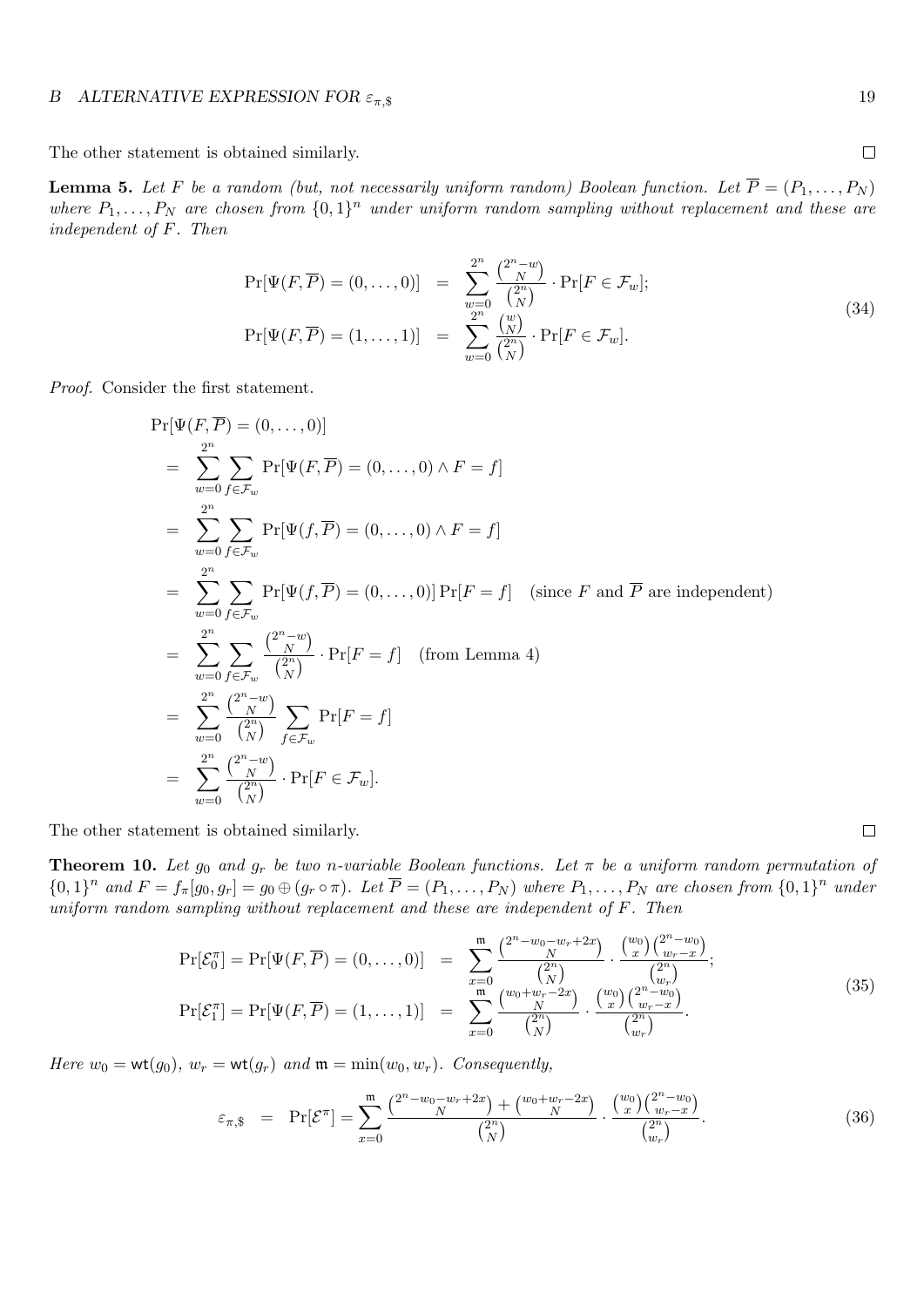The other statement is obtained similarly. □

**Lemma 5.** *Let $F$ be a random (but, not necessarily uniform random) Boolean function. Let $\overline{P} = (P_1, \ldots, P_N)$ where $P_1, \ldots, P_N$ are chosen from $\{0,1\}^n$ under uniform random sampling without replacement and these are independent of $F$. Then*

$$
\begin{aligned}
\Pr[\Psi(F, \overline{P}) = (0, \ldots, 0)] &= \sum_{w=0}^{2^n} \frac{\binom{2^n - w}{N}}{\binom{2^n}{N}} \cdot \Pr[F \in \mathcal{F}_w]; \\
\Pr[\Psi(F, \overline{P}) = (1, \ldots, 1)] &= \sum_{w=0}^{2^n} \frac{\binom{w}{N}}{\binom{2^n}{N}} \cdot \Pr[F \in \mathcal{F}_w].
\end{aligned}
\tag{34}
$$

*Proof.* Consider the first statement.

$$
\begin{aligned}
&\Pr[\Psi(F, \overline{P}) = (0, \ldots, 0)] \\
&= \sum_{w=0}^{2^n} \sum_{f \in \mathcal{F}_w} \Pr[\Psi(F, \overline{P}) = (0, \ldots, 0) \wedge F = f] \\
&= \sum_{w=0}^{2^n} \sum_{f \in \mathcal{F}_w} \Pr[\Psi(f, \overline{P}) = (0, \ldots, 0) \wedge F = f] \\
&= \sum_{w=0}^{2^n} \sum_{f \in \mathcal{F}_w} \Pr[\Psi(f, \overline{P}) = (0, \ldots, 0)] \Pr[F = f] \quad \text{(since } F \text{ and } \overline{P} \text{ are independent)} \\
&= \sum_{w=0}^{2^n} \sum_{f \in \mathcal{F}_w} \frac{\binom{2^n - w}{N}}{\binom{2^n}{N}} \cdot \Pr[F = f] \quad \text{(from Lemma 4)} \\
&= \sum_{w=0}^{2^n} \frac{\binom{2^n - w}{N}}{\binom{2^n}{N}} \sum_{f \in \mathcal{F}_w} \Pr[F = f] \\
&= \sum_{w=0}^{2^n} \frac{\binom{2^n - w}{N}}{\binom{2^n}{N}} \cdot \Pr[F \in \mathcal{F}_w].
\end{aligned}
$$

The other statement is obtained similarly. □

**Theorem 10.** *Let $g_0$ and $g_r$ be two $n$-variable Boolean functions. Let $\pi$ be a uniform random permutation of $\{0,1\}^n$ and $F = f_\pi[g_0, g_r] = g_0 \oplus (g_r \circ \pi)$. Let $\overline{P} = (P_1, \ldots, P_N)$ where $P_1, \ldots, P_N$ are chosen from $\{0,1\}^n$ under uniform random sampling without replacement and these are independent of $F$. Then*

$$
\begin{aligned}
\Pr[\mathcal{E}_0^\pi] = \Pr[\Psi(F, \overline{P}) = (0, \ldots, 0)] &= \sum_{x=0}^{\mathfrak{m}} \frac{\binom{2^n - w_0 - w_r + 2x}{N}}{\binom{2^n}{N}} \cdot \frac{\binom{w_0}{x}\binom{2^n - w_0}{w_r - x}}{\binom{2^n}{w_r}}; \\
\Pr[\mathcal{E}_1^\pi] = \Pr[\Psi(F, \overline{P}) = (1, \ldots, 1)] &= \sum_{x=0}^{\mathfrak{m}} \frac{\binom{w_0 + w_r - 2x}{N}}{\binom{2^n}{N}} \cdot \frac{\binom{w_0}{x}\binom{2^n - w_0}{w_r - x}}{\binom{2^n}{w_r}}.
\end{aligned}
\tag{35}
$$

*Here $w_0 = \mathsf{wt}(g_0)$, $w_r = \mathsf{wt}(g_r)$ and $\mathfrak{m} = \min(w_0, w_r)$. Consequently,*

$$
\varepsilon_{\pi,\$} \;=\; \Pr[\mathcal{E}^\pi] = \sum_{x=0}^{\mathfrak{m}} \frac{\binom{2^n - w_0 - w_r + 2x}{N} + \binom{w_0 + w_r - 2x}{N}}{\binom{2^n}{N}} \cdot \frac{\binom{w_0}{x}\binom{2^n - w_0}{w_r - x}}{\binom{2^n}{w_r}}.
\tag{36}
$$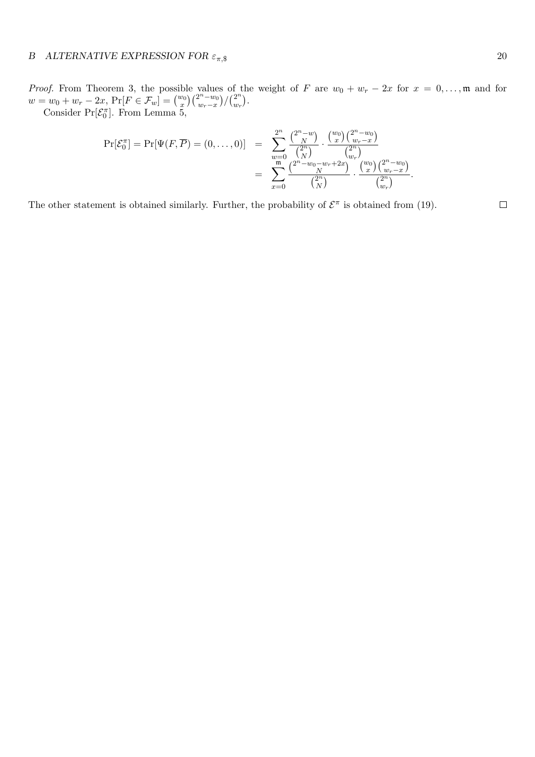*Proof.* From Theorem 3, the possible values of the weight of $F$ are $w_0 + w_r - 2x$ for $x = 0, \ldots, \mathfrak{m}$ and for $w = w_0 + w_r - 2x$, $\Pr[F \in \mathcal{F}_w] = \binom{w_0}{x}\binom{2^n - w_0}{w_r - x}/\binom{2^n}{w_r}$.

Consider $\Pr[\mathcal{E}_0^\pi]$. From Lemma 5,

$$
\begin{aligned}
\Pr[\mathcal{E}_0^\pi] = \Pr[\Psi(F, \overline{P}) = (0, \ldots, 0)] &= \sum_{w=0}^{2^n} \frac{\binom{2^n - w}{N}}{\binom{2^n}{N}} \cdot \frac{\binom{w_0}{x}\binom{2^n - w_0}{w_r - x}}{\binom{2^n}{w_r}} \\
&= \sum_{x=0}^{\mathfrak{m}} \frac{\binom{2^n - w_0 - w_r + 2x}{N}}{\binom{2^n}{N}} \cdot \frac{\binom{w_0}{x}\binom{2^n - w_0}{w_r - x}}{\binom{2^n}{w_r}}.
\end{aligned}
$$

The other statement is obtained similarly. Further, the probability of $\mathcal{E}^\pi$ is obtained from (19). $\square$